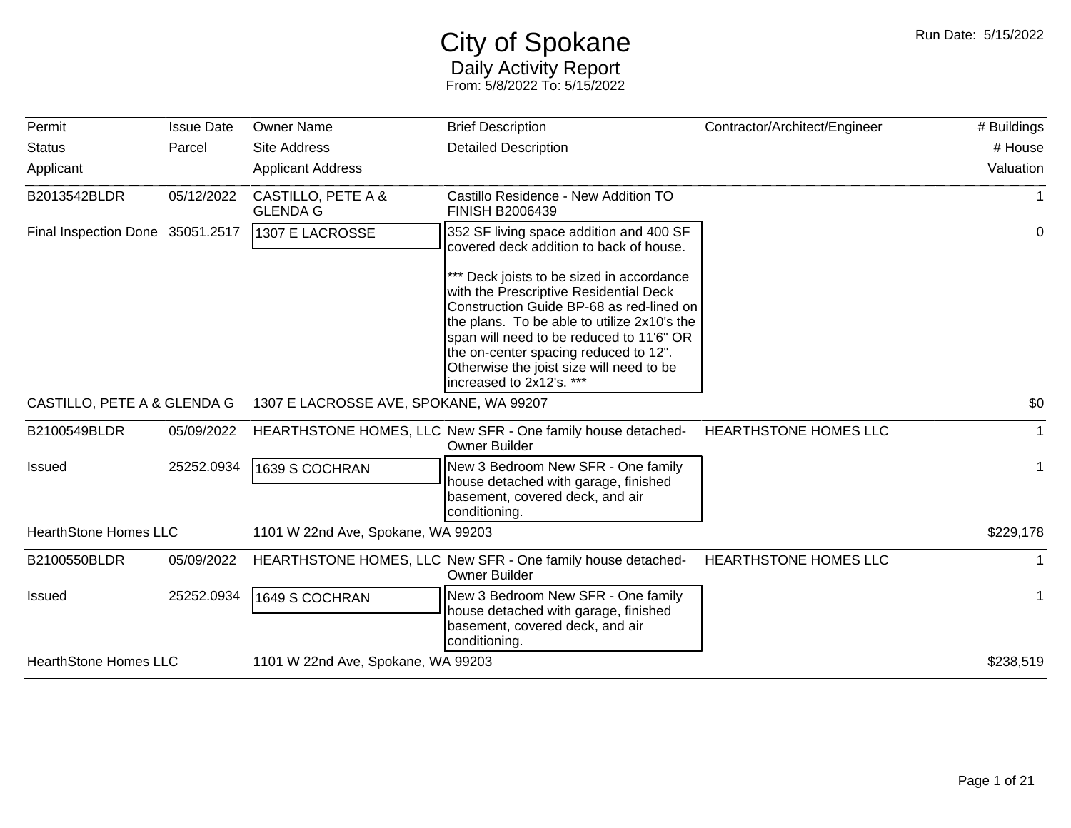# City of Spokane

## Daily Activity Report

From: 5/8/2022 To: 5/15/2022

Run Date: 5/15/2022

| Permit / Status / Applicant | Issue Date / Parcel | Owner Name / Site Address / Applicant Address | Brief Description / Detailed Description | Contractor/Architect/Engineer | # Buildings / # House / Valuation |
|---|---|---|---|---|---|
| B2013542BLDR | 05/12/2022 | CASTILLO, PETE A & GLENDA G | Castillo Residence - New Addition TO FINISH B2006439 | | 1 |
| Final Inspection Done | 35051.2517 | 1307 E LACROSSE | 352 SF living space addition and 400 SF covered deck addition to back of house.<br><br>*** Deck joists to be sized in accordance with the Prescriptive Residential Deck Construction Guide BP-68 as red-lined on the plans. To be able to utilize 2x10's the span will need to be reduced to 11'6" OR the on-center spacing reduced to 12". Otherwise the joist size will need to be increased to 2x12's. *** | | 0 |
| CASTILLO, PETE A & GLENDA G | | 1307 E LACROSSE AVE, SPOKANE, WA 99207 | | | $0 |
| B2100549BLDR | 05/09/2022 | HEARTHSTONE HOMES, LLC | New SFR - One family house detached-Owner Builder | HEARTHSTONE HOMES LLC | 1 |
| Issued | 25252.0934 | 1639 S COCHRAN | New 3 Bedroom New SFR - One family house detached with garage, finished basement, covered deck, and air conditioning. | | 1 |
| HearthStone Homes LLC | | 1101 W 22nd Ave, Spokane, WA 99203 | | | $229,178 |
| B2100550BLDR | 05/09/2022 | HEARTHSTONE HOMES, LLC | New SFR - One family house detached-Owner Builder | HEARTHSTONE HOMES LLC | 1 |
| Issued | 25252.0934 | 1649 S COCHRAN | New 3 Bedroom New SFR - One family house detached with garage, finished basement, covered deck, and air conditioning. | | 1 |
| HearthStone Homes LLC | | 1101 W 22nd Ave, Spokane, WA 99203 | | | $238,519 |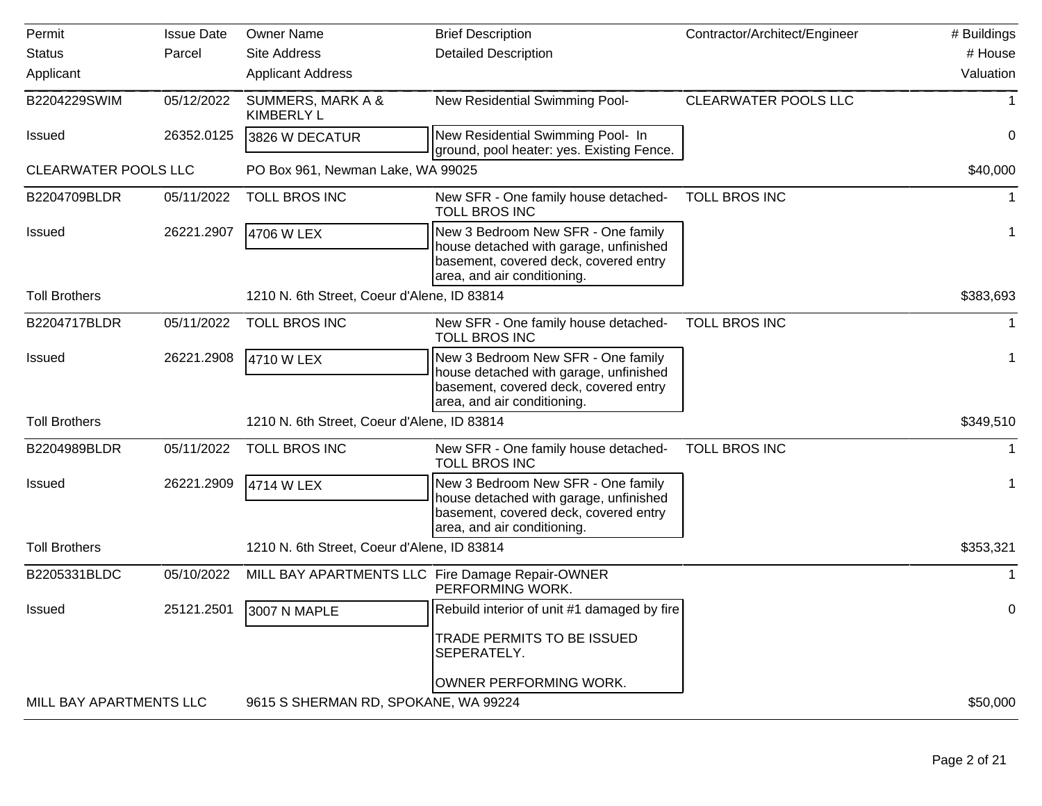| Permit<br>Status<br>Applicant | Issue Date<br>Parcel | Owner Name<br>Site Address<br>Applicant Address | Brief Description<br>Detailed Description | Contractor/Architect/Engineer | # Buildings<br># House<br>Valuation |
|---|---|---|---|---|---|
| B2204229SWIM | 05/12/2022 | SUMMERS, MARK A & KIMBERLY L | New Residential Swimming Pool- | CLEARWATER POOLS LLC | 1 |
| Issued | 26352.0125 | 3826 W DECATUR | New Residential Swimming Pool- In ground, pool heater: yes. Existing Fence. | | 0 |
| CLEARWATER POOLS LLC | | PO Box 961, Newman Lake, WA 99025 | | | $40,000 |
| B2204709BLDR | 05/11/2022 | TOLL BROS INC | New SFR - One family house detached-TOLL BROS INC | TOLL BROS INC | 1 |
| Issued | 26221.2907 | 4706 W LEX | New 3 Bedroom New SFR - One family house detached with garage, unfinished basement, covered deck, covered entry area, and air conditioning. | | 1 |
| Toll Brothers | | 1210 N. 6th Street, Coeur d'Alene, ID 83814 | | | $383,693 |
| B2204717BLDR | 05/11/2022 | TOLL BROS INC | New SFR - One family house detached-TOLL BROS INC | TOLL BROS INC | 1 |
| Issued | 26221.2908 | 4710 W LEX | New 3 Bedroom New SFR - One family house detached with garage, unfinished basement, covered deck, covered entry area, and air conditioning. | | 1 |
| Toll Brothers | | 1210 N. 6th Street, Coeur d'Alene, ID 83814 | | | $349,510 |
| B2204989BLDR | 05/11/2022 | TOLL BROS INC | New SFR - One family house detached-TOLL BROS INC | TOLL BROS INC | 1 |
| Issued | 26221.2909 | 4714 W LEX | New 3 Bedroom New SFR - One family house detached with garage, unfinished basement, covered deck, covered entry area, and air conditioning. | | 1 |
| Toll Brothers | | 1210 N. 6th Street, Coeur d'Alene, ID 83814 | | | $353,321 |
| B2205331BLDC | 05/10/2022 | MILL BAY APARTMENTS LLC | Fire Damage Repair-OWNER PERFORMING WORK. | | 1 |
| Issued | 25121.2501 | 3007 N MAPLE | Rebuild interior of unit #1 damaged by fire<br><br>TRADE PERMITS TO BE ISSUED SEPERATELY.<br><br>OWNER PERFORMING WORK. | | 0 |
| MILL BAY APARTMENTS LLC | | 9615 S SHERMAN RD, SPOKANE, WA 99224 | | | $50,000 |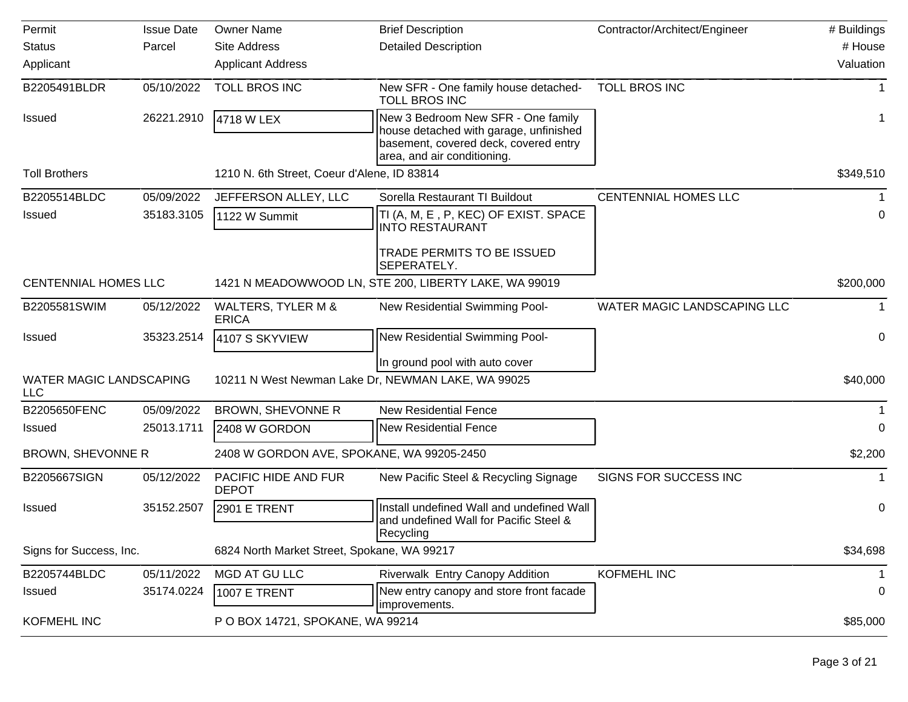| Permit<br>Status<br>Applicant | Issue Date<br>Parcel | Owner Name<br>Site Address<br>Applicant Address | Brief Description<br>Detailed Description | Contractor/Architect/Engineer | # Buildings<br># House<br>Valuation |
|---|---|---|---|---|---|
| B2205491BLDR | 05/10/2022 | TOLL BROS INC | New SFR - One family house detached- TOLL BROS INC | TOLL BROS INC | 1 |
| Issued | 26221.2910 | 4718 W LEX | New 3 Bedroom New SFR - One family house detached with garage, unfinished basement, covered deck, covered entry area, and air conditioning. | | 1 |
| Toll Brothers | | 1210 N. 6th Street, Coeur d'Alene, ID 83814 | | | $349,510 |
| B2205514BLDC | 05/09/2022 | JEFFERSON ALLEY, LLC | Sorella Restaurant TI Buildout | CENTENNIAL HOMES LLC | 1 |
| Issued | 35183.3105 | 1122 W Summit | TI (A, M, E , P, KEC) OF EXIST. SPACE INTO RESTAURANT<br><br>TRADE PERMITS TO BE ISSUED SEPERATELY. | | 0 |
| CENTENNIAL HOMES LLC | | 1421 N MEADOWWOOD LN, STE 200, LIBERTY LAKE, WA 99019 | | | $200,000 |
| B2205581SWIM | 05/12/2022 | WALTERS, TYLER M & ERICA | New Residential Swimming Pool- | WATER MAGIC LANDSCAPING LLC | 1 |
| Issued | 35323.2514 | 4107 S SKYVIEW | New Residential Swimming Pool-<br><br>In ground pool with auto cover | | 0 |
| WATER MAGIC LANDSCAPING LLC | | 10211 N West Newman Lake Dr, NEWMAN LAKE, WA 99025 | | | $40,000 |
| B2205650FENC | 05/09/2022 | BROWN, SHEVONNE R | New Residential Fence | | 1 |
| Issued | 25013.1711 | 2408 W GORDON | New Residential Fence | | 0 |
| BROWN, SHEVONNE R | | 2408 W GORDON AVE, SPOKANE, WA 99205-2450 | | | $2,200 |
| B2205667SIGN | 05/12/2022 | PACIFIC HIDE AND FUR DEPOT | New Pacific Steel & Recycling Signage | SIGNS FOR SUCCESS INC | 1 |
| Issued | 35152.2507 | 2901 E TRENT | Install undefined Wall and undefined Wall and undefined Wall for Pacific Steel & Recycling | | 0 |
| Signs for Success, Inc. | | 6824 North Market Street, Spokane, WA 99217 | | | $34,698 |
| B2205744BLDC | 05/11/2022 | MGD AT GU LLC | Riverwalk Entry Canopy Addition | KOFMEHL INC | 1 |
| Issued | 35174.0224 | 1007 E TRENT | New entry canopy and store front facade improvements. | | 0 |
| KOFMEHL INC | | P O BOX 14721, SPOKANE, WA 99214 | | | $85,000 |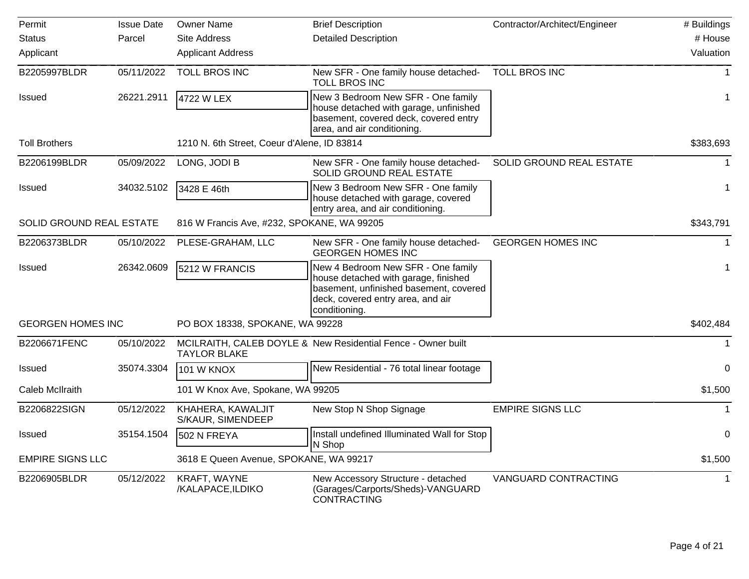| Permit<br>Status<br>Applicant | Issue Date<br>Parcel | Owner Name<br>Site Address<br>Applicant Address | Brief Description<br>Detailed Description | Contractor/Architect/Engineer | # Buildings<br># House<br>Valuation |
|---|---|---|---|---|---|
| B2205997BLDR | 05/11/2022 | TOLL BROS INC | New SFR - One family house detached-TOLL BROS INC | TOLL BROS INC | 1 |
| Issued | 26221.2911 | 4722 W LEX | New 3 Bedroom New SFR - One family house detached with garage, unfinished basement, covered deck, covered entry area, and air conditioning. | | 1 |
| Toll Brothers | | 1210 N. 6th Street, Coeur d'Alene, ID 83814 | | | $383,693 |
| B2206199BLDR | 05/09/2022 | LONG, JODI B | New SFR - One family house detached-SOLID GROUND REAL ESTATE | SOLID GROUND REAL ESTATE | 1 |
| Issued | 34032.5102 | 3428 E 46th | New 3 Bedroom New SFR - One family house detached with garage, covered entry area, and air conditioning. | | 1 |
| SOLID GROUND REAL ESTATE | | 816 W Francis Ave, #232, SPOKANE, WA 99205 | | | $343,791 |
| B2206373BLDR | 05/10/2022 | PLESE-GRAHAM, LLC | New SFR - One family house detached-GEORGEN HOMES INC | GEORGEN HOMES INC | 1 |
| Issued | 26342.0609 | 5212 W FRANCIS | New 4 Bedroom New SFR - One family house detached with garage, finished basement, unfinished basement, covered deck, covered entry area, and air conditioning. | | 1 |
| GEORGEN HOMES INC | | PO BOX 18338, SPOKANE, WA 99228 | | | $402,484 |
| B2206671FENC | 05/10/2022 | MCILRAITH, CALEB DOYLE & TAYLOR BLAKE | New Residential Fence - Owner built | | 1 |
| Issued | 35074.3304 | 101 W KNOX | New Residential - 76 total linear footage | | 0 |
| Caleb McIlraith | | 101 W Knox Ave, Spokane, WA 99205 | | | $1,500 |
| B2206822SIGN | 05/12/2022 | KHAHERA, KAWALJIT S/KAUR, SIMENDEEP | New Stop N Shop Signage | EMPIRE SIGNS LLC | 1 |
| Issued | 35154.1504 | 502 N FREYA | Install undefined Illuminated Wall for Stop N Shop | | 0 |
| EMPIRE SIGNS LLC | | 3618 E Queen Avenue, SPOKANE, WA 99217 | | | $1,500 |
| B2206905BLDR | 05/12/2022 | KRAFT, WAYNE /KALAPACE,ILDIKO | New Accessory Structure - detached (Garages/Carports/Sheds)-VANGUARD CONTRACTING | VANGUARD CONTRACTING | 1 |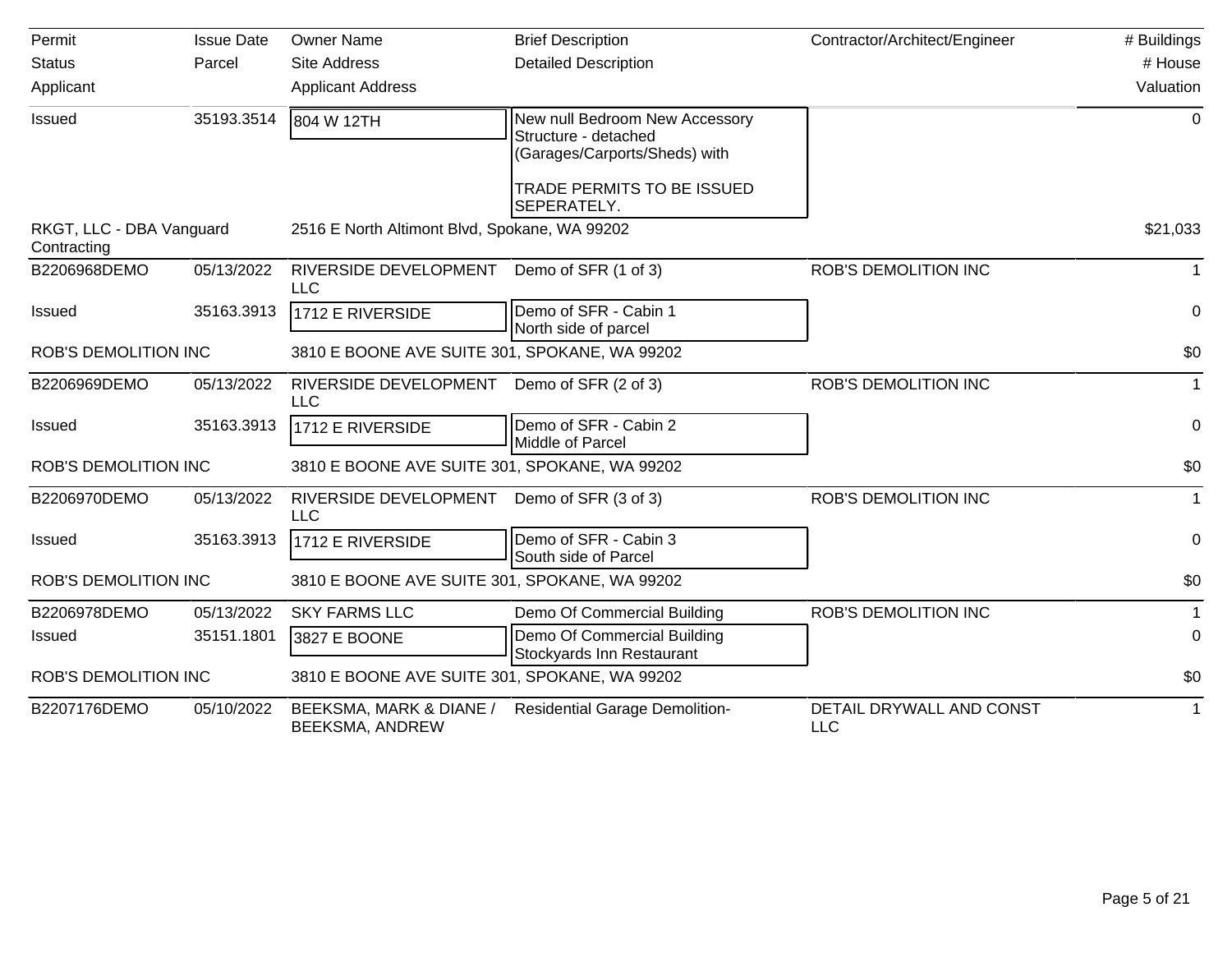| Permit | Issue Date | Owner Name | Brief Description | Contractor/Architect/Engineer | # Buildings |
|---|---|---|---|---|---|
| Status | Parcel | Site Address | Detailed Description | | # House |
| Applicant | | Applicant Address | | | Valuation |
| Issued | 35193.3514 | 804 W 12TH | New null Bedroom New Accessory Structure - detached (Garages/Carports/Sheds) with<br><br>TRADE PERMITS TO BE ISSUED SEPERATELY. | | 0 |
| RKGT, LLC - DBA Vanguard Contracting | | 2516 E North Altimont Blvd, Spokane, WA 99202 | | | $21,033 |
| B2206968DEMO | 05/13/2022 | RIVERSIDE DEVELOPMENT LLC | Demo of SFR (1 of 3) | ROB'S DEMOLITION INC | 1 |
| Issued | 35163.3913 | 1712 E RIVERSIDE | Demo of SFR - Cabin 1<br>North side of parcel | | 0 |
| ROB'S DEMOLITION INC | | 3810 E BOONE AVE SUITE 301, SPOKANE, WA 99202 | | | $0 |
| B2206969DEMO | 05/13/2022 | RIVERSIDE DEVELOPMENT LLC | Demo of SFR (2 of 3) | ROB'S DEMOLITION INC | 1 |
| Issued | 35163.3913 | 1712 E RIVERSIDE | Demo of SFR - Cabin 2<br>Middle of Parcel | | 0 |
| ROB'S DEMOLITION INC | | 3810 E BOONE AVE SUITE 301, SPOKANE, WA 99202 | | | $0 |
| B2206970DEMO | 05/13/2022 | RIVERSIDE DEVELOPMENT LLC | Demo of SFR (3 of 3) | ROB'S DEMOLITION INC | 1 |
| Issued | 35163.3913 | 1712 E RIVERSIDE | Demo of SFR - Cabin 3<br>South side of Parcel | | 0 |
| ROB'S DEMOLITION INC | | 3810 E BOONE AVE SUITE 301, SPOKANE, WA 99202 | | | $0 |
| B2206978DEMO | 05/13/2022 | SKY FARMS LLC | Demo Of Commercial Building | ROB'S DEMOLITION INC | 1 |
| Issued | 35151.1801 | 3827 E BOONE | Demo Of Commercial Building<br>Stockyards Inn Restaurant | | 0 |
| ROB'S DEMOLITION INC | | 3810 E BOONE AVE SUITE 301, SPOKANE, WA 99202 | | | $0 |
| B2207176DEMO | 05/10/2022 | BEEKSMA, MARK & DIANE / BEEKSMA, ANDREW | Residential Garage Demolition- | DETAIL DRYWALL AND CONST LLC | 1 |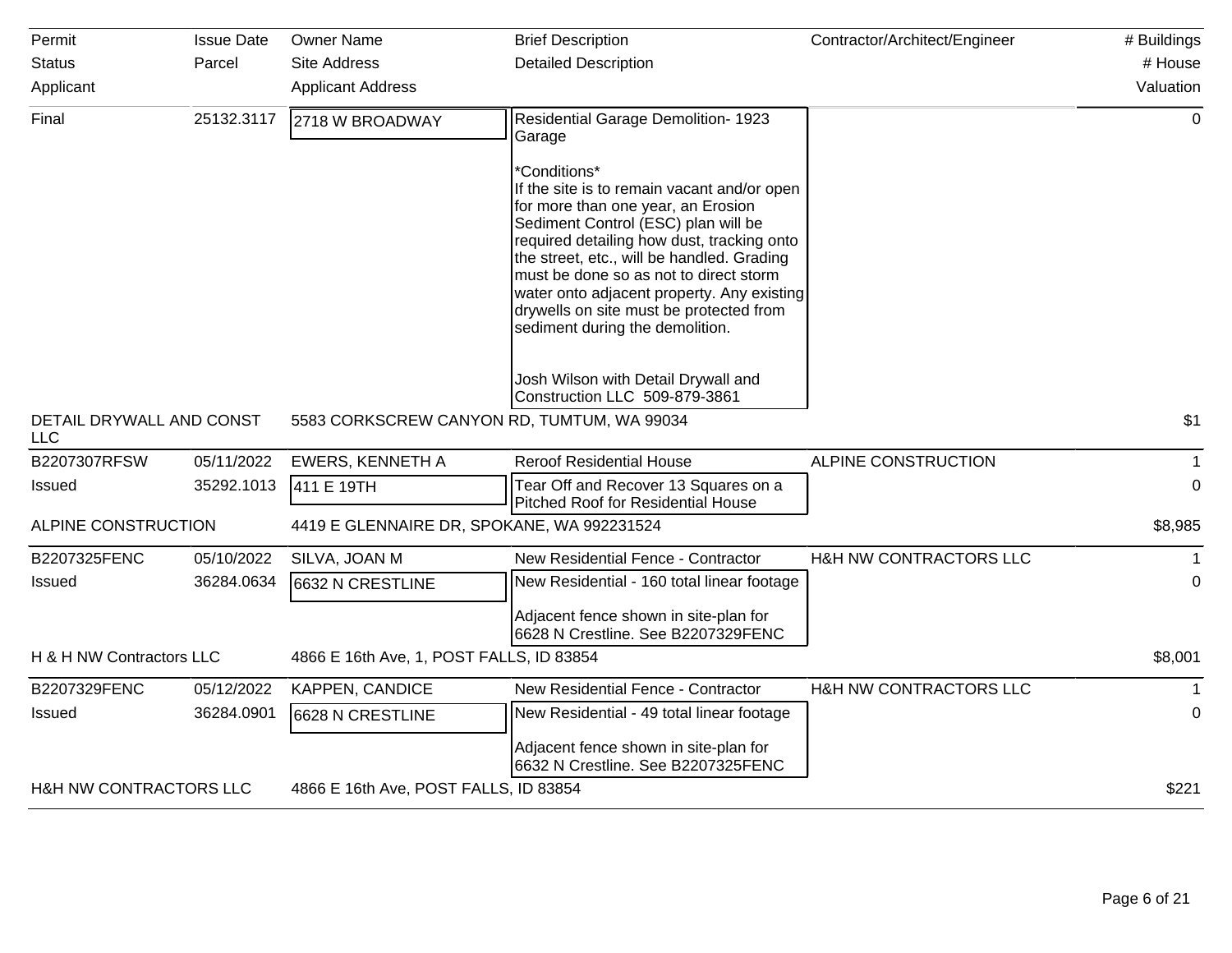| Permit<br>Status<br>Applicant | Issue Date<br>Parcel | Owner Name<br>Site Address<br>Applicant Address | Brief Description<br>Detailed Description | Contractor/Architect/Engineer | # Buildings<br># House<br>Valuation |
|---|---|---|---|---|---|
| Final | 25132.3117 | 2718 W BROADWAY | Residential Garage Demolition- 1923 Garage<br><br>*Conditions*<br>If the site is to remain vacant and/or open for more than one year, an Erosion Sediment Control (ESC) plan will be required detailing how dust, tracking onto the street, etc., will be handled. Grading must be done so as not to direct storm water onto adjacent property. Any existing drywells on site must be protected from sediment during the demolition.<br><br>Josh Wilson with Detail Drywall and Construction LLC 509-879-3861 | | 0 |
| DETAIL DRYWALL AND CONST LLC | | 5583 CORKSCREW CANYON RD, TUMTUM, WA 99034 | | | $1 |
| B2207307RFSW | 05/11/2022 | EWERS, KENNETH A | Reroof Residential House | ALPINE CONSTRUCTION | 1 |
| Issued | 35292.1013 | 411 E 19TH | Tear Off and Recover 13 Squares on a Pitched Roof for Residential House | | 0 |
| ALPINE CONSTRUCTION | | 4419 E GLENNAIRE DR, SPOKANE, WA 992231524 | | | $8,985 |
| B2207325FENC | 05/10/2022 | SILVA, JOAN M | New Residential Fence - Contractor | H&H NW CONTRACTORS LLC | 1 |
| Issued | 36284.0634 | 6632 N CRESTLINE | New Residential - 160 total linear footage<br><br>Adjacent fence shown in site-plan for 6628 N Crestline. See B2207329FENC | | 0 |
| H & H NW Contractors LLC | | 4866 E 16th Ave, 1, POST FALLS, ID 83854 | | | $8,001 |
| B2207329FENC | 05/12/2022 | KAPPEN, CANDICE | New Residential Fence - Contractor | H&H NW CONTRACTORS LLC | 1 |
| Issued | 36284.0901 | 6628 N CRESTLINE | New Residential - 49 total linear footage<br><br>Adjacent fence shown in site-plan for 6632 N Crestline. See B2207325FENC | | 0 |
| H&H NW CONTRACTORS LLC | | 4866 E 16th Ave, POST FALLS, ID 83854 | | | $221 |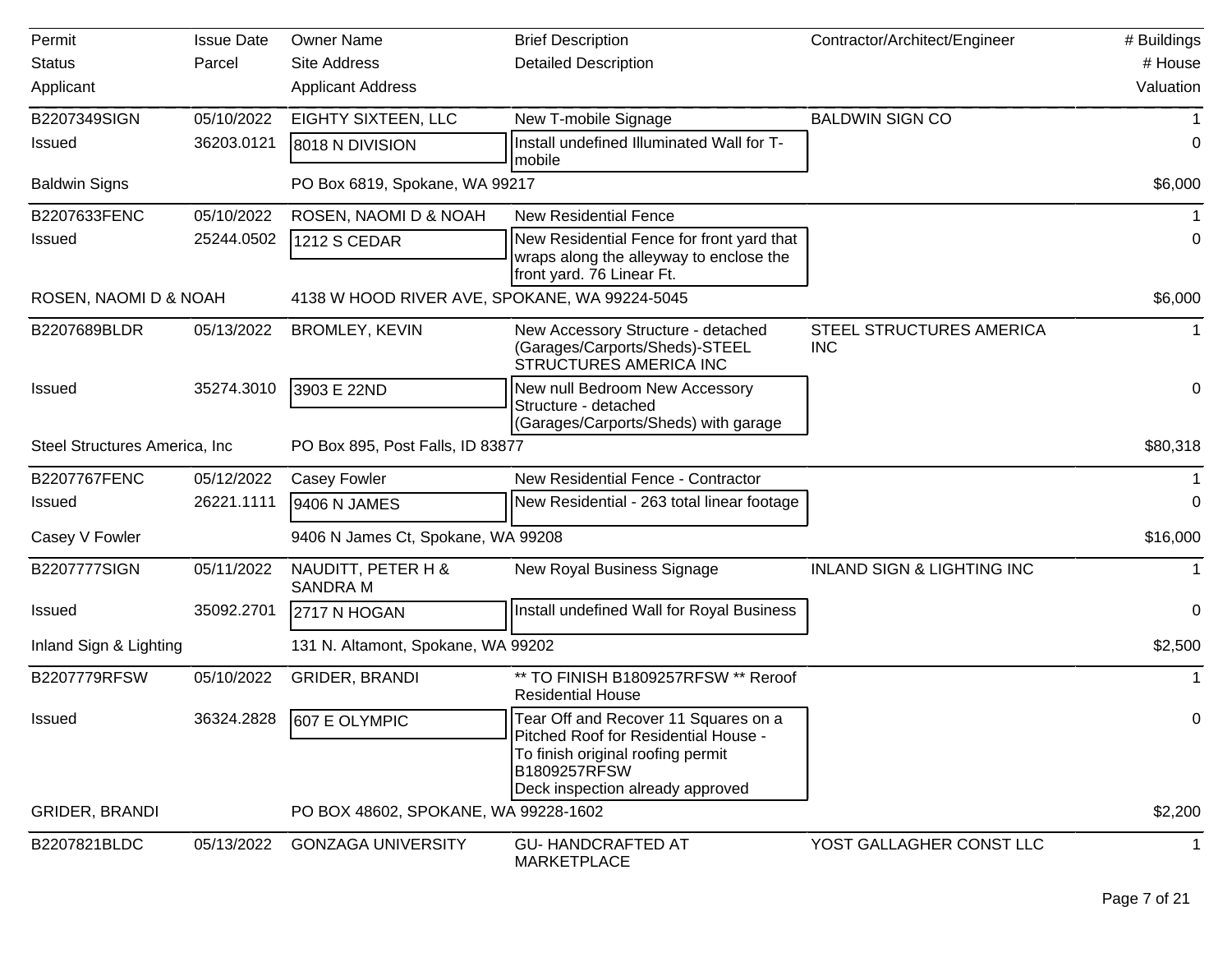| Permit<br>Status<br>Applicant | Issue Date<br>Parcel | Owner Name<br>Site Address<br>Applicant Address | Brief Description<br>Detailed Description | Contractor/Architect/Engineer | # Buildings<br># House<br>Valuation |
|---|---|---|---|---|---|
| B2207349SIGN | 05/10/2022 | EIGHTY SIXTEEN, LLC | New T-mobile Signage | BALDWIN SIGN CO | 1 |
| Issued | 36203.0121 | 8018 N DIVISION | Install undefined Illuminated Wall for T-mobile | | 0 |
| Baldwin Signs | | PO Box 6819, Spokane, WA 99217 | | | $6,000 |
| B2207633FENC | 05/10/2022 | ROSEN, NAOMI D & NOAH | New Residential Fence | | 1 |
| Issued | 25244.0502 | 1212 S CEDAR | New Residential Fence for front yard that wraps along the alleyway to enclose the front yard. 76 Linear Ft. | | 0 |
| ROSEN, NAOMI D & NOAH | | 4138 W HOOD RIVER AVE, SPOKANE, WA 99224-5045 | | | $6,000 |
| B2207689BLDR | 05/13/2022 | BROMLEY, KEVIN | New Accessory Structure - detached (Garages/Carports/Sheds)-STEEL STRUCTURES AMERICA INC | STEEL STRUCTURES AMERICA INC | 1 |
| Issued | 35274.3010 | 3903 E 22ND | New null Bedroom New Accessory Structure - detached (Garages/Carports/Sheds) with garage | | 0 |
| Steel Structures America, Inc | | PO Box 895, Post Falls, ID 83877 | | | $80,318 |
| B2207767FENC | 05/12/2022 | Casey Fowler | New Residential Fence - Contractor | | 1 |
| Issued | 26221.1111 | 9406 N JAMES | New Residential - 263 total linear footage | | 0 |
| Casey V Fowler | | 9406 N James Ct, Spokane, WA 99208 | | | $16,000 |
| B2207777SIGN | 05/11/2022 | NAUDITT, PETER H & SANDRA M | New Royal Business Signage | INLAND SIGN & LIGHTING INC | 1 |
| Issued | 35092.2701 | 2717 N HOGAN | Install undefined Wall for Royal Business | | 0 |
| Inland Sign & Lighting | | 131 N. Altamont, Spokane, WA 99202 | | | $2,500 |
| B2207779RFSW | 05/10/2022 | GRIDER, BRANDI | ** TO FINISH B1809257RFSW ** Reroof Residential House | | 1 |
| Issued | 36324.2828 | 607 E OLYMPIC | Tear Off and Recover 11 Squares on a Pitched Roof for Residential House - To finish original roofing permit B1809257RFSW Deck inspection already approved | | 0 |
| GRIDER, BRANDI | | PO BOX 48602, SPOKANE, WA 99228-1602 | | | $2,200 |
| B2207821BLDC | 05/13/2022 | GONZAGA UNIVERSITY | GU- HANDCRAFTED AT MARKETPLACE | YOST GALLAGHER CONST LLC | 1 |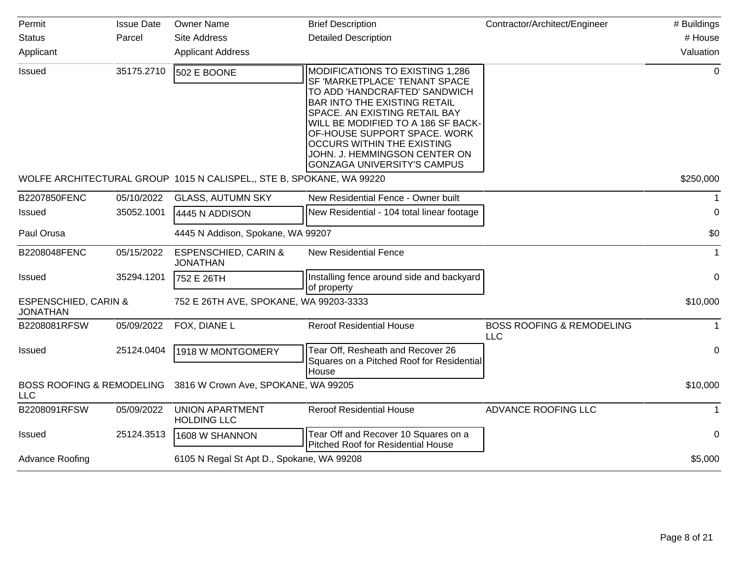| Permit | Issue Date | Owner Name | Brief Description | Contractor/Architect/Engineer | # Buildings |
|---|---|---|---|---|---|
| Status | Parcel | Site Address | Detailed Description | | # House |
| Applicant | | Applicant Address | | | Valuation |
| Issued | 35175.2710 | 502 E BOONE | MODIFICATIONS TO EXISTING 1,286 SF 'MARKETPLACE' TENANT SPACE TO ADD 'HANDCRAFTED' SANDWICH BAR INTO THE EXISTING RETAIL SPACE. AN EXISTING RETAIL BAY WILL BE MODIFIED TO A 186 SF BACK-OF-HOUSE SUPPORT SPACE. WORK OCCURS WITHIN THE EXISTING JOHN. J. HEMMINGSON CENTER ON GONZAGA UNIVERSITY'S CAMPUS | | 0 |
| WOLFE ARCHITECTURAL GROUP | | 1015 N CALISPEL,, STE B, SPOKANE, WA 99220 | | | $250,000 |
| B2207850FENC | 05/10/2022 | GLASS, AUTUMN SKY | New Residential Fence - Owner built | | 1 |
| Issued | 35052.1001 | 4445 N ADDISON | New Residential - 104 total linear footage | | 0 |
| Paul Orusa | | 4445 N Addison, Spokane, WA 99207 | | | $0 |
| B2208048FENC | 05/15/2022 | ESPENSCHIED, CARIN & JONATHAN | New Residential Fence | | 1 |
| Issued | 35294.1201 | 752 E 26TH | Installing fence around side and backyard of property | | 0 |
| ESPENSCHIED, CARIN & JONATHAN | | 752 E 26TH AVE, SPOKANE, WA 99203-3333 | | | $10,000 |
| B2208081RFSW | 05/09/2022 | FOX, DIANE L | Reroof Residential House | BOSS ROOFING & REMODELING LLC | 1 |
| Issued | 25124.0404 | 1918 W MONTGOMERY | Tear Off, Resheath and Recover 26 Squares on a Pitched Roof for Residential House | | 0 |
| BOSS ROOFING & REMODELING LLC | | 3816 W Crown Ave, SPOKANE, WA 99205 | | | $10,000 |
| B2208091RFSW | 05/09/2022 | UNION APARTMENT HOLDING LLC | Reroof Residential House | ADVANCE ROOFING LLC | 1 |
| Issued | 25124.3513 | 1608 W SHANNON | Tear Off and Recover 10 Squares on a Pitched Roof for Residential House | | 0 |
| Advance Roofing | | 6105 N Regal St Apt D., Spokane, WA 99208 | | | $5,000 |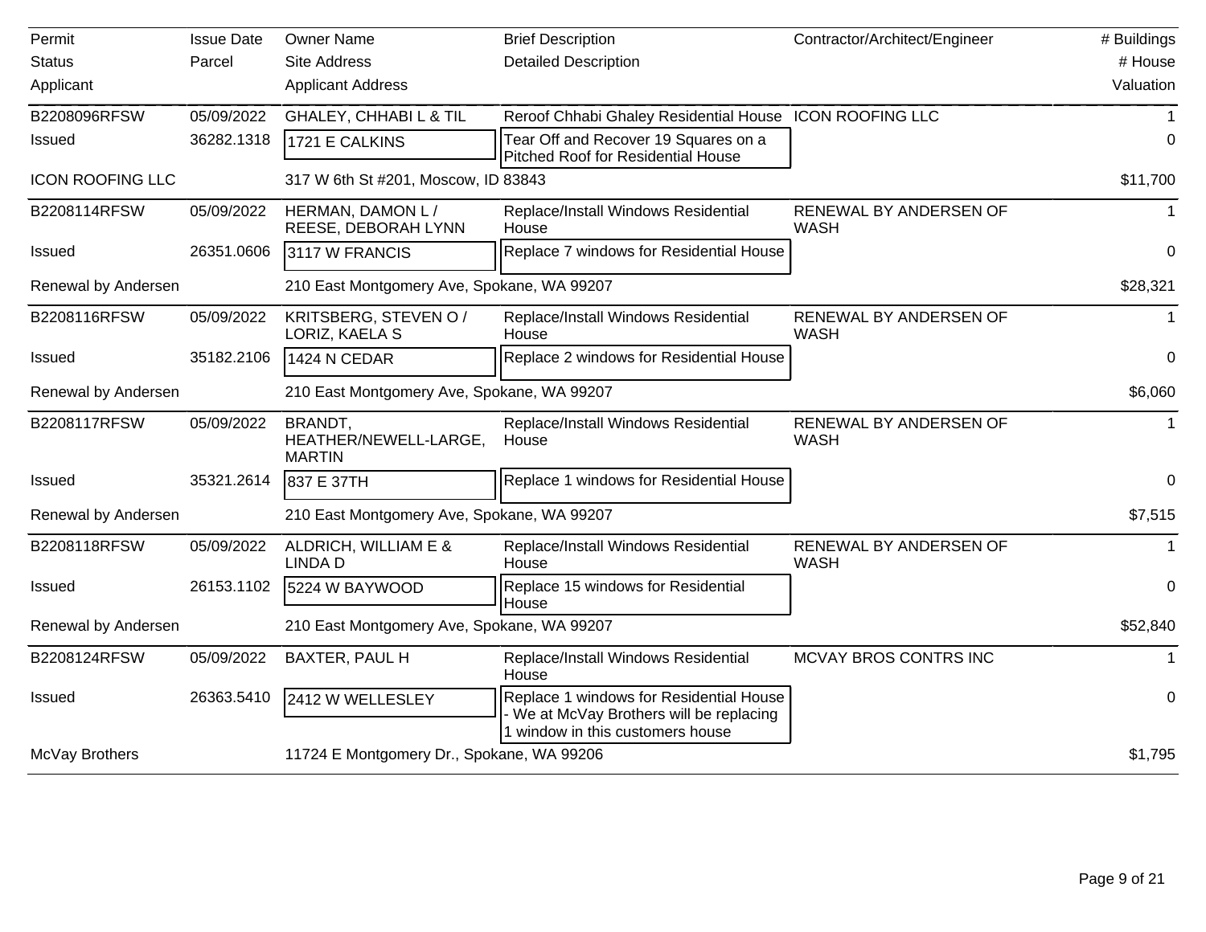| Permit<br>Status<br>Applicant | Issue Date<br>Parcel | Owner Name<br>Site Address<br>Applicant Address | Brief Description<br>Detailed Description | Contractor/Architect/Engineer | # Buildings<br># House<br>Valuation |
|---|---|---|---|---|---|
| B2208096RFSW | 05/09/2022 | GHALEY, CHHABI L & TIL | Reroof Chhabi Ghaley Residential House | ICON ROOFING LLC | 1 |
| Issued | 36282.1318 | 1721 E CALKINS | Tear Off and Recover 19 Squares on a Pitched Roof for Residential House | | 0 |
| ICON ROOFING LLC | | 317 W 6th St #201, Moscow, ID 83843 | | | $11,700 |
| B2208114RFSW | 05/09/2022 | HERMAN, DAMON L / REESE, DEBORAH LYNN | Replace/Install Windows Residential House | RENEWAL BY ANDERSEN OF WASH | 1 |
| Issued | 26351.0606 | 3117 W FRANCIS | Replace 7 windows for Residential House | | 0 |
| Renewal by Andersen | | 210 East Montgomery Ave, Spokane, WA 99207 | | | $28,321 |
| B2208116RFSW | 05/09/2022 | KRITSBERG, STEVEN O / LORIZ, KAELA S | Replace/Install Windows Residential House | RENEWAL BY ANDERSEN OF WASH | 1 |
| Issued | 35182.2106 | 1424 N CEDAR | Replace 2 windows for Residential House | | 0 |
| Renewal by Andersen | | 210 East Montgomery Ave, Spokane, WA 99207 | | | $6,060 |
| B2208117RFSW | 05/09/2022 | BRANDT, HEATHER/NEWELL-LARGE, MARTIN | Replace/Install Windows Residential House | RENEWAL BY ANDERSEN OF WASH | 1 |
| Issued | 35321.2614 | 837 E 37TH | Replace 1 windows for Residential House | | 0 |
| Renewal by Andersen | | 210 East Montgomery Ave, Spokane, WA 99207 | | | $7,515 |
| B2208118RFSW | 05/09/2022 | ALDRICH, WILLIAM E & LINDA D | Replace/Install Windows Residential House | RENEWAL BY ANDERSEN OF WASH | 1 |
| Issued | 26153.1102 | 5224 W BAYWOOD | Replace 15 windows for Residential House | | 0 |
| Renewal by Andersen | | 210 East Montgomery Ave, Spokane, WA 99207 | | | $52,840 |
| B2208124RFSW | 05/09/2022 | BAXTER, PAUL H | Replace/Install Windows Residential House | MCVAY BROS CONTRS INC | 1 |
| Issued | 26363.5410 | 2412 W WELLESLEY | Replace 1 windows for Residential House - We at McVay Brothers will be replacing 1 window in this customers house | | 0 |
| McVay Brothers | | 11724 E Montgomery Dr., Spokane, WA 99206 | | | $1,795 |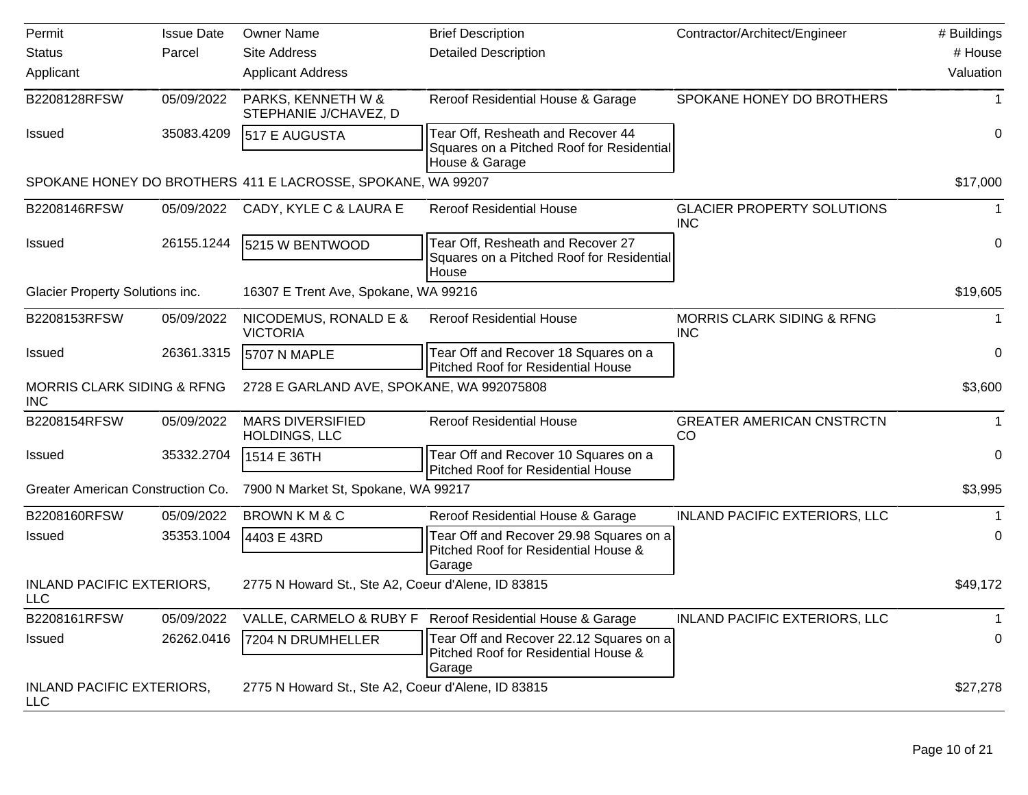| Permit | Issue Date | Owner Name | Brief Description | Contractor/Architect/Engineer | # Buildings |
|---|---|---|---|---|---|
| Status | Parcel | Site Address | Detailed Description | | # House |
| Applicant | | Applicant Address | | | Valuation |
| B2208128RFSW | 05/09/2022 | PARKS, KENNETH W & STEPHANIE J/CHAVEZ, D | Reroof Residential House & Garage | SPOKANE HONEY DO BROTHERS | 1 |
| Issued | 35083.4209 | 517 E AUGUSTA | Tear Off, Resheath and Recover 44 Squares on a Pitched Roof for Residential House & Garage | | 0 |
| SPOKANE HONEY DO BROTHERS | | 411 E LACROSSE, SPOKANE, WA 99207 | | | $17,000 |
| B2208146RFSW | 05/09/2022 | CADY, KYLE C & LAURA E | Reroof Residential House | GLACIER PROPERTY SOLUTIONS INC | 1 |
| Issued | 26155.1244 | 5215 W BENTWOOD | Tear Off, Resheath and Recover 27 Squares on a Pitched Roof for Residential House | | 0 |
| Glacier Property Solutions inc. | | 16307 E Trent Ave, Spokane, WA 99216 | | | $19,605 |
| B2208153RFSW | 05/09/2022 | NICODEMUS, RONALD E & VICTORIA | Reroof Residential House | MORRIS CLARK SIDING & RFNG INC | 1 |
| Issued | 26361.3315 | 5707 N MAPLE | Tear Off and Recover 18 Squares on a Pitched Roof for Residential House | | 0 |
| MORRIS CLARK SIDING & RFNG INC | | 2728 E GARLAND AVE, SPOKANE, WA 992075808 | | | $3,600 |
| B2208154RFSW | 05/09/2022 | MARS DIVERSIFIED HOLDINGS, LLC | Reroof Residential House | GREATER AMERICAN CNSTRCTN CO | 1 |
| Issued | 35332.2704 | 1514 E 36TH | Tear Off and Recover 10 Squares on a Pitched Roof for Residential House | | 0 |
| Greater American Construction Co. | | 7900 N Market St, Spokane, WA 99217 | | | $3,995 |
| B2208160RFSW | 05/09/2022 | BROWN K M & C | Reroof Residential House & Garage | INLAND PACIFIC EXTERIORS, LLC | 1 |
| Issued | 35353.1004 | 4403 E 43RD | Tear Off and Recover 29.98 Squares on a Pitched Roof for Residential House & Garage | | 0 |
| INLAND PACIFIC EXTERIORS, LLC | | 2775 N Howard St., Ste A2, Coeur d'Alene, ID 83815 | | | $49,172 |
| B2208161RFSW | 05/09/2022 | VALLE, CARMELO & RUBY F | Reroof Residential House & Garage | INLAND PACIFIC EXTERIORS, LLC | 1 |
| Issued | 26262.0416 | 7204 N DRUMHELLER | Tear Off and Recover 22.12 Squares on a Pitched Roof for Residential House & Garage | | 0 |
| INLAND PACIFIC EXTERIORS, LLC | | 2775 N Howard St., Ste A2, Coeur d'Alene, ID 83815 | | | $27,278 |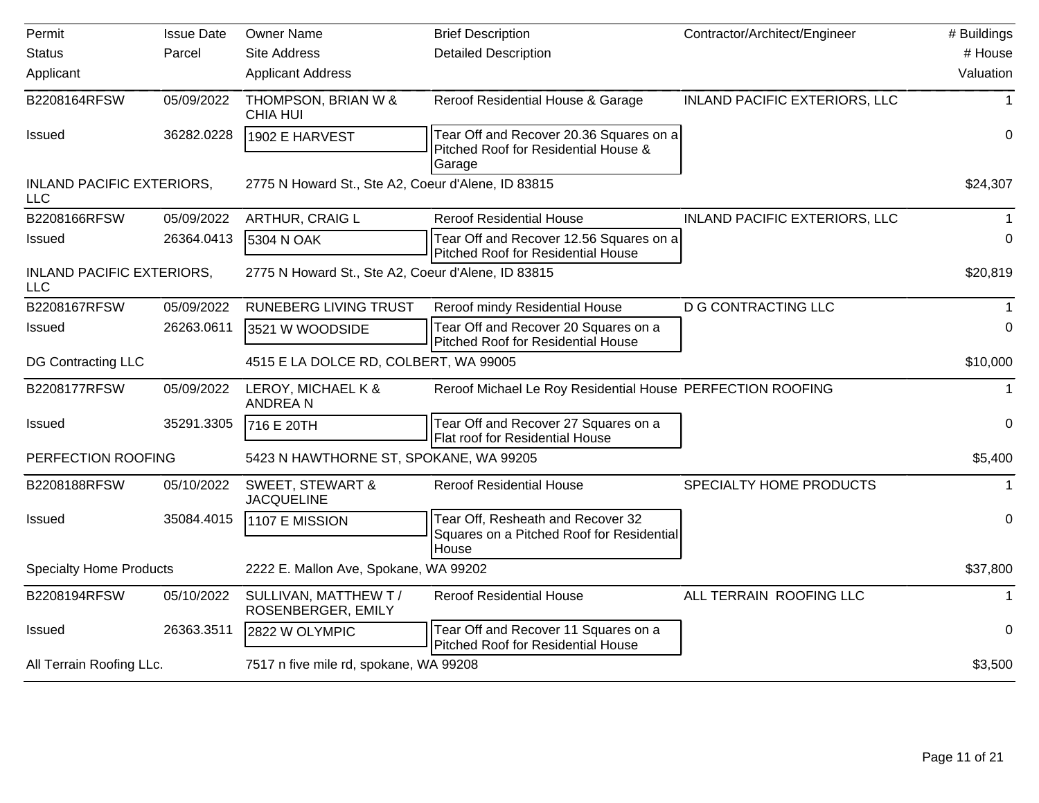| Permit<br>Status<br>Applicant | Issue Date<br>Parcel | Owner Name<br>Site Address<br>Applicant Address | Brief Description<br>Detailed Description | Contractor/Architect/Engineer | # Buildings<br># House<br>Valuation |
|---|---|---|---|---|---|
| B2208164RFSW | 05/09/2022 | THOMPSON, BRIAN W & CHIA HUI | Reroof Residential House & Garage | INLAND PACIFIC EXTERIORS, LLC | 1 |
| Issued | 36282.0228 | 1902 E HARVEST | Tear Off and Recover 20.36 Squares on a Pitched Roof for Residential House & Garage | | 0 |
| INLAND PACIFIC EXTERIORS, LLC | | 2775 N Howard St., Ste A2, Coeur d'Alene, ID 83815 | | | $24,307 |
| B2208166RFSW | 05/09/2022 | ARTHUR, CRAIG L | Reroof Residential House | INLAND PACIFIC EXTERIORS, LLC | 1 |
| Issued | 26364.0413 | 5304 N OAK | Tear Off and Recover 12.56 Squares on a Pitched Roof for Residential House | | 0 |
| INLAND PACIFIC EXTERIORS, LLC | | 2775 N Howard St., Ste A2, Coeur d'Alene, ID 83815 | | | $20,819 |
| B2208167RFSW | 05/09/2022 | RUNEBERG LIVING TRUST | Reroof mindy Residential House | D G CONTRACTING LLC | 1 |
| Issued | 26263.0611 | 3521 W WOODSIDE | Tear Off and Recover 20 Squares on a Pitched Roof for Residential House | | 0 |
| DG Contracting LLC | | 4515 E LA DOLCE RD, COLBERT, WA 99005 | | | $10,000 |
| B2208177RFSW | 05/09/2022 | LEROY, MICHAEL K & ANDREA N | Reroof Michael Le Roy Residential House | PERFECTION ROOFING | 1 |
| Issued | 35291.3305 | 716 E 20TH | Tear Off and Recover 27 Squares on a Flat roof for Residential House | | 0 |
| PERFECTION ROOFING | | 5423 N HAWTHORNE ST, SPOKANE, WA 99205 | | | $5,400 |
| B2208188RFSW | 05/10/2022 | SWEET, STEWART & JACQUELINE | Reroof Residential House | SPECIALTY HOME PRODUCTS | 1 |
| Issued | 35084.4015 | 1107 E MISSION | Tear Off, Resheath and Recover 32 Squares on a Pitched Roof for Residential House | | 0 |
| Specialty Home Products | | 2222 E. Mallon Ave, Spokane, WA 99202 | | | $37,800 |
| B2208194RFSW | 05/10/2022 | SULLIVAN, MATTHEW T / ROSENBERGER, EMILY | Reroof Residential House | ALL TERRAIN ROOFING LLC | 1 |
| Issued | 26363.3511 | 2822 W OLYMPIC | Tear Off and Recover 11 Squares on a Pitched Roof for Residential House | | 0 |
| All Terrain Roofing LLc. | | 7517 n five mile rd, spokane, WA 99208 | | | $3,500 |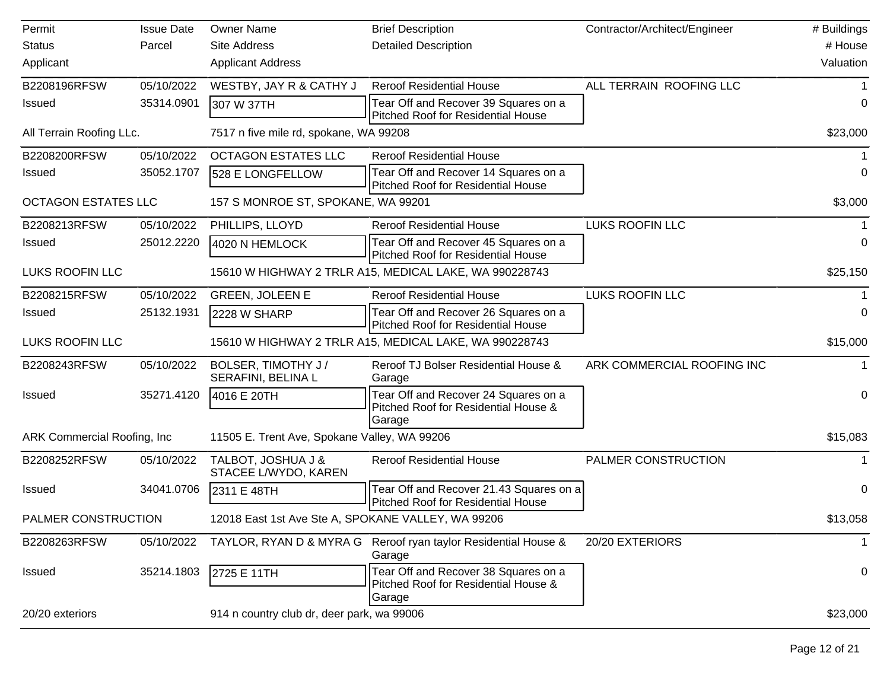| Permit / Status / Applicant | Issue Date / Parcel | Owner Name / Site Address / Applicant Address | Brief Description / Detailed Description | Contractor/Architect/Engineer | # Buildings / # House / Valuation |
|---|---|---|---|---|---|
| B2208196RFSW | 05/10/2022 | WESTBY, JAY R & CATHY J | Reroof Residential House | ALL TERRAIN ROOFING LLC | 1 |
| Issued | 35314.0901 | 307 W 37TH | Tear Off and Recover 39 Squares on a Pitched Roof for Residential House | | 0 |
| All Terrain Roofing LLc. | | 7517 n five mile rd, spokane, WA 99208 | | | $23,000 |
| B2208200RFSW | 05/10/2022 | OCTAGON ESTATES LLC | Reroof Residential House | | 1 |
| Issued | 35052.1707 | 528 E LONGFELLOW | Tear Off and Recover 14 Squares on a Pitched Roof for Residential House | | 0 |
| OCTAGON ESTATES LLC | | 157 S MONROE ST, SPOKANE, WA 99201 | | | $3,000 |
| B2208213RFSW | 05/10/2022 | PHILLIPS, LLOYD | Reroof Residential House | LUKS ROOFIN LLC | 1 |
| Issued | 25012.2220 | 4020 N HEMLOCK | Tear Off and Recover 45 Squares on a Pitched Roof for Residential House | | 0 |
| LUKS ROOFIN LLC | | 15610 W HIGHWAY 2 TRLR A15, MEDICAL LAKE, WA 990228743 | | | $25,150 |
| B2208215RFSW | 05/10/2022 | GREEN, JOLEEN E | Reroof Residential House | LUKS ROOFIN LLC | 1 |
| Issued | 25132.1931 | 2228 W SHARP | Tear Off and Recover 26 Squares on a Pitched Roof for Residential House | | 0 |
| LUKS ROOFIN LLC | | 15610 W HIGHWAY 2 TRLR A15, MEDICAL LAKE, WA 990228743 | | | $15,000 |
| B2208243RFSW | 05/10/2022 | BOLSER, TIMOTHY J / SERAFINI, BELINA L | Reroof TJ Bolser Residential House & Garage | ARK COMMERCIAL ROOFING INC | 1 |
| Issued | 35271.4120 | 4016 E 20TH | Tear Off and Recover 24 Squares on a Pitched Roof for Residential House & Garage | | 0 |
| ARK Commercial Roofing, Inc | | 11505 E. Trent Ave, Spokane Valley, WA 99206 | | | $15,083 |
| B2208252RFSW | 05/10/2022 | TALBOT, JOSHUA J & STACEE L/WYDO, KAREN | Reroof Residential House | PALMER CONSTRUCTION | 1 |
| Issued | 34041.0706 | 2311 E 48TH | Tear Off and Recover 21.43 Squares on a Pitched Roof for Residential House | | 0 |
| PALMER CONSTRUCTION | | 12018 East 1st Ave Ste A, SPOKANE VALLEY, WA 99206 | | | $13,058 |
| B2208263RFSW | 05/10/2022 | TAYLOR, RYAN D & MYRA G | Reroof ryan taylor Residential House & Garage | 20/20 EXTERIORS | 1 |
| Issued | 35214.1803 | 2725 E 11TH | Tear Off and Recover 38 Squares on a Pitched Roof for Residential House & Garage | | 0 |
| 20/20 exteriors | | 914 n country club dr, deer park, wa 99006 | | | $23,000 |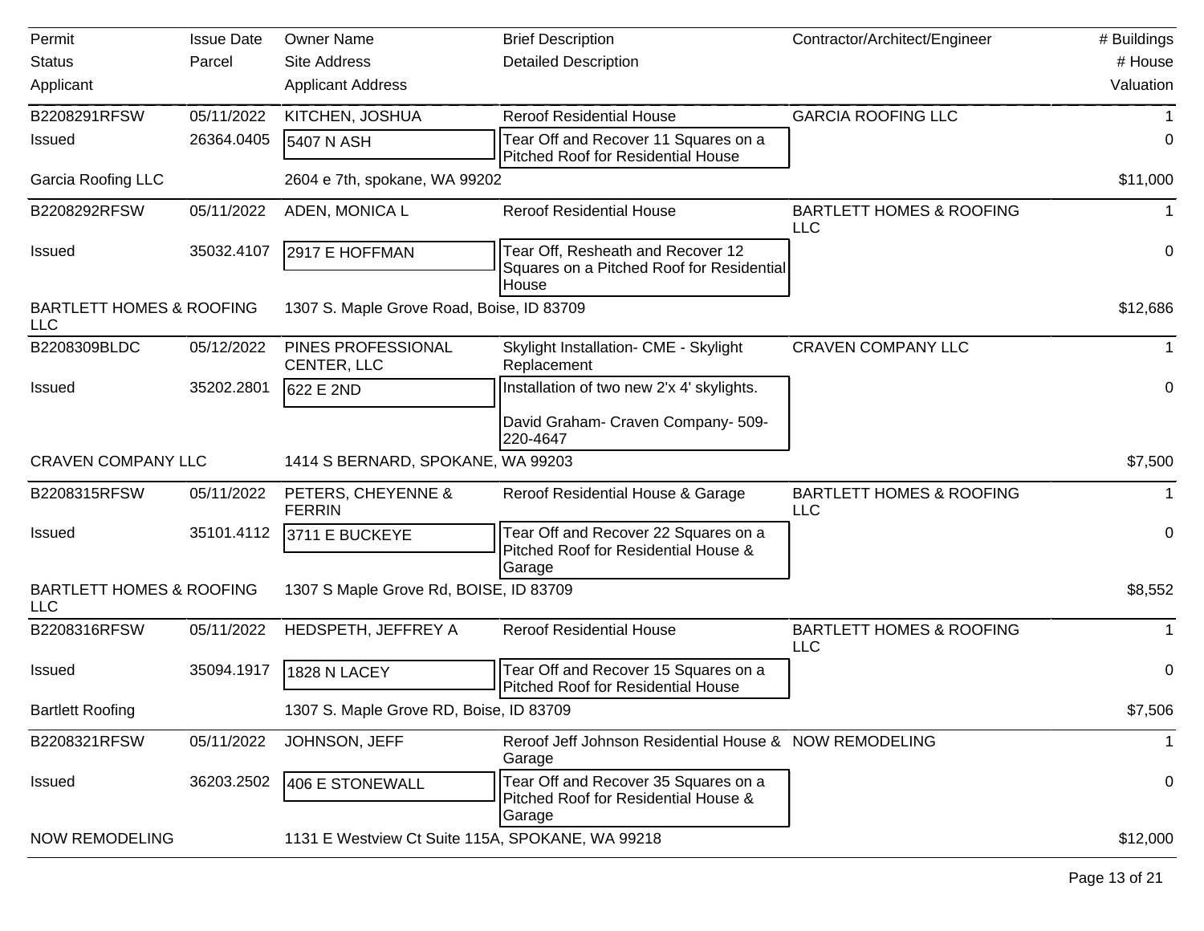| Permit<br>Status<br>Applicant | Issue Date<br>Parcel | Owner Name<br>Site Address<br>Applicant Address | Brief Description<br>Detailed Description | Contractor/Architect/Engineer | # Buildings<br># House<br>Valuation |
|---|---|---|---|---|---|
| B2208291RFSW | 05/11/2022 | KITCHEN, JOSHUA | Reroof Residential House | GARCIA ROOFING LLC | 1 |
| Issued | 26364.0405 | 5407 N ASH | Tear Off and Recover 11 Squares on a Pitched Roof for Residential House | | 0 |
| Garcia Roofing LLC | | 2604 e 7th, spokane, WA 99202 | | | $11,000 |
| B2208292RFSW | 05/11/2022 | ADEN, MONICA L | Reroof Residential House | BARTLETT HOMES & ROOFING LLC | 1 |
| Issued | 35032.4107 | 2917 E HOFFMAN | Tear Off, Resheath and Recover 12 Squares on a Pitched Roof for Residential House | | 0 |
| BARTLETT HOMES & ROOFING LLC | | 1307 S. Maple Grove Road, Boise, ID 83709 | | | $12,686 |
| B2208309BLDC | 05/12/2022 | PINES PROFESSIONAL CENTER, LLC | Skylight Installation- CME - Skylight Replacement | CRAVEN COMPANY LLC | 1 |
| Issued | 35202.2801 | 622 E 2ND | Installation of two new 2'x 4' skylights.<br><br>David Graham- Craven Company- 509-220-4647 | | 0 |
| CRAVEN COMPANY LLC | | 1414 S BERNARD, SPOKANE, WA 99203 | | | $7,500 |
| B2208315RFSW | 05/11/2022 | PETERS, CHEYENNE & FERRIN | Reroof Residential House & Garage | BARTLETT HOMES & ROOFING LLC | 1 |
| Issued | 35101.4112 | 3711 E BUCKEYE | Tear Off and Recover 22 Squares on a Pitched Roof for Residential House & Garage | | 0 |
| BARTLETT HOMES & ROOFING LLC | | 1307 S Maple Grove Rd, BOISE, ID 83709 | | | $8,552 |
| B2208316RFSW | 05/11/2022 | HEDSPETH, JEFFREY A | Reroof Residential House | BARTLETT HOMES & ROOFING LLC | 1 |
| Issued | 35094.1917 | 1828 N LACEY | Tear Off and Recover 15 Squares on a Pitched Roof for Residential House | | 0 |
| Bartlett Roofing | | 1307 S. Maple Grove RD, Boise, ID 83709 | | | $7,506 |
| B2208321RFSW | 05/11/2022 | JOHNSON, JEFF | Reroof Jeff Johnson Residential House & Garage | NOW REMODELING | 1 |
| Issued | 36203.2502 | 406 E STONEWALL | Tear Off and Recover 35 Squares on a Pitched Roof for Residential House & Garage | | 0 |
| NOW REMODELING | | 1131 E Westview Ct Suite 115A, SPOKANE, WA 99218 | | | $12,000 |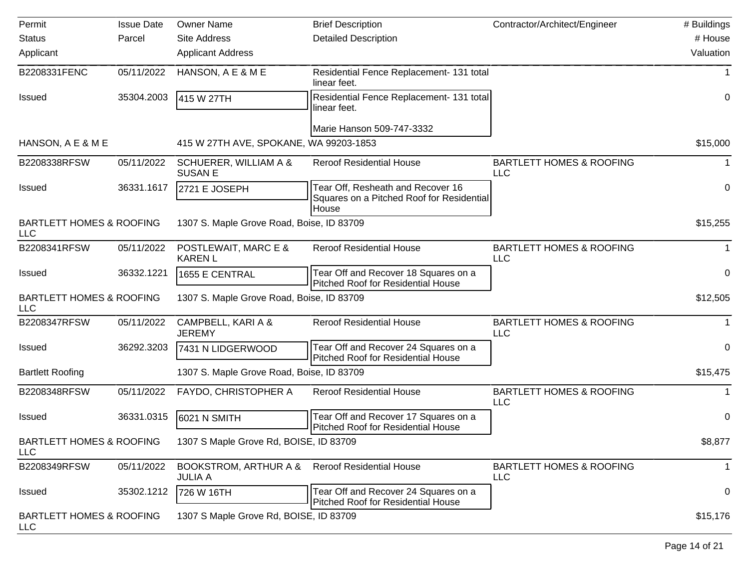| Permit<br>Status<br>Applicant | Issue Date<br>Parcel | Owner Name<br>Site Address<br>Applicant Address | Brief Description<br>Detailed Description | Contractor/Architect/Engineer | # Buildings<br># House<br>Valuation |
|---|---|---|---|---|---|
| B2208331FENC | 05/11/2022 | HANSON, A E & M E | Residential Fence Replacement- 131 total linear feet. | | 1 |
| Issued | 35304.2003 | 415 W 27TH | Residential Fence Replacement- 131 total linear feet.<br><br>Marie Hanson 509-747-3332 | | 0 |
| HANSON, A E & M E | | 415 W 27TH AVE, SPOKANE, WA 99203-1853 | | | $15,000 |
| B2208338RFSW | 05/11/2022 | SCHUERER, WILLIAM A & SUSAN E | Reroof Residential House | BARTLETT HOMES & ROOFING LLC | 1 |
| Issued | 36331.1617 | 2721 E JOSEPH | Tear Off, Resheath and Recover 16 Squares on a Pitched Roof for Residential House | | 0 |
| BARTLETT HOMES & ROOFING LLC | | 1307 S. Maple Grove Road, Boise, ID 83709 | | | $15,255 |
| B2208341RFSW | 05/11/2022 | POSTLEWAIT, MARC E & KAREN L | Reroof Residential House | BARTLETT HOMES & ROOFING LLC | 1 |
| Issued | 36332.1221 | 1655 E CENTRAL | Tear Off and Recover 18 Squares on a Pitched Roof for Residential House | | 0 |
| BARTLETT HOMES & ROOFING LLC | | 1307 S. Maple Grove Road, Boise, ID 83709 | | | $12,505 |
| B2208347RFSW | 05/11/2022 | CAMPBELL, KARI A & JEREMY | Reroof Residential House | BARTLETT HOMES & ROOFING LLC | 1 |
| Issued | 36292.3203 | 7431 N LIDGERWOOD | Tear Off and Recover 24 Squares on a Pitched Roof for Residential House | | 0 |
| Bartlett Roofing | | 1307 S. Maple Grove Road, Boise, ID 83709 | | | $15,475 |
| B2208348RFSW | 05/11/2022 | FAYDO, CHRISTOPHER A | Reroof Residential House | BARTLETT HOMES & ROOFING LLC | 1 |
| Issued | 36331.0315 | 6021 N SMITH | Tear Off and Recover 17 Squares on a Pitched Roof for Residential House | | 0 |
| BARTLETT HOMES & ROOFING LLC | | 1307 S Maple Grove Rd, BOISE, ID 83709 | | | $8,877 |
| B2208349RFSW | 05/11/2022 | BOOKSTROM, ARTHUR A & JULIA A | Reroof Residential House | BARTLETT HOMES & ROOFING LLC | 1 |
| Issued | 35302.1212 | 726 W 16TH | Tear Off and Recover 24 Squares on a Pitched Roof for Residential House | | 0 |
| BARTLETT HOMES & ROOFING LLC | | 1307 S Maple Grove Rd, BOISE, ID 83709 | | | $15,176 |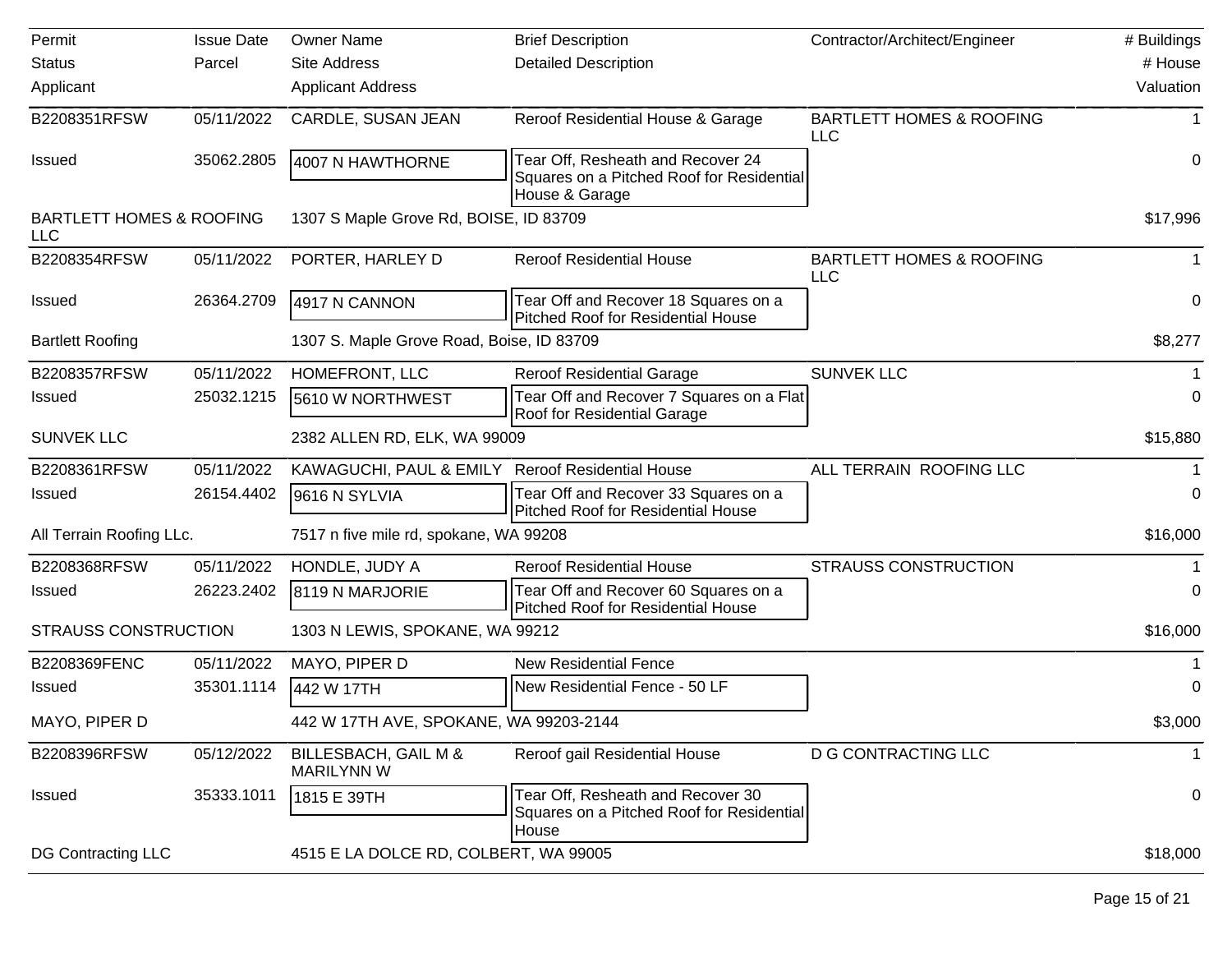| Permit<br>Status<br>Applicant | Issue Date<br>Parcel | Owner Name<br>Site Address<br>Applicant Address | Brief Description<br>Detailed Description | Contractor/Architect/Engineer | # Buildings<br># House<br>Valuation |
|---|---|---|---|---|---|
| B2208351RFSW | 05/11/2022 | CARDLE, SUSAN JEAN | Reroof Residential House & Garage | BARTLETT HOMES & ROOFING LLC | 1 |
| Issued | 35062.2805 | 4007 N HAWTHORNE | Tear Off, Resheath and Recover 24 Squares on a Pitched Roof for Residential House & Garage | | 0 |
| BARTLETT HOMES & ROOFING LLC | | 1307 S Maple Grove Rd, BOISE, ID 83709 | | | $17,996 |
| B2208354RFSW | 05/11/2022 | PORTER, HARLEY D | Reroof Residential House | BARTLETT HOMES & ROOFING LLC | 1 |
| Issued | 26364.2709 | 4917 N CANNON | Tear Off and Recover 18 Squares on a Pitched Roof for Residential House | | 0 |
| Bartlett Roofing | | 1307 S. Maple Grove Road, Boise, ID 83709 | | | $8,277 |
| B2208357RFSW | 05/11/2022 | HOMEFRONT, LLC | Reroof Residential Garage | SUNVEK LLC | 1 |
| Issued | 25032.1215 | 5610 W NORTHWEST | Tear Off and Recover 7 Squares on a Flat Roof for Residential Garage | | 0 |
| SUNVEK LLC | | 2382 ALLEN RD, ELK, WA 99009 | | | $15,880 |
| B2208361RFSW | 05/11/2022 | KAWAGUCHI, PAUL & EMILY | Reroof Residential House | ALL TERRAIN ROOFING LLC | 1 |
| Issued | 26154.4402 | 9616 N SYLVIA | Tear Off and Recover 33 Squares on a Pitched Roof for Residential House | | 0 |
| All Terrain Roofing LLc. | | 7517 n five mile rd, spokane, WA 99208 | | | $16,000 |
| B2208368RFSW | 05/11/2022 | HONDLE, JUDY A | Reroof Residential House | STRAUSS CONSTRUCTION | 1 |
| Issued | 26223.2402 | 8119 N MARJORIE | Tear Off and Recover 60 Squares on a Pitched Roof for Residential House | | 0 |
| STRAUSS CONSTRUCTION | | 1303 N LEWIS, SPOKANE, WA 99212 | | | $16,000 |
| B2208369FENC | 05/11/2022 | MAYO, PIPER D | New Residential Fence | | 1 |
| Issued | 35301.1114 | 442 W 17TH | New Residential Fence - 50 LF | | 0 |
| MAYO, PIPER D | | 442 W 17TH AVE, SPOKANE, WA 99203-2144 | | | $3,000 |
| B2208396RFSW | 05/12/2022 | BILLESBACH, GAIL M & MARILYNN W | Reroof gail Residential House | D G CONTRACTING LLC | 1 |
| Issued | 35333.1011 | 1815 E 39TH | Tear Off, Resheath and Recover 30 Squares on a Pitched Roof for Residential House | | 0 |
| DG Contracting LLC | | 4515 E LA DOLCE RD, COLBERT, WA 99005 | | | $18,000 |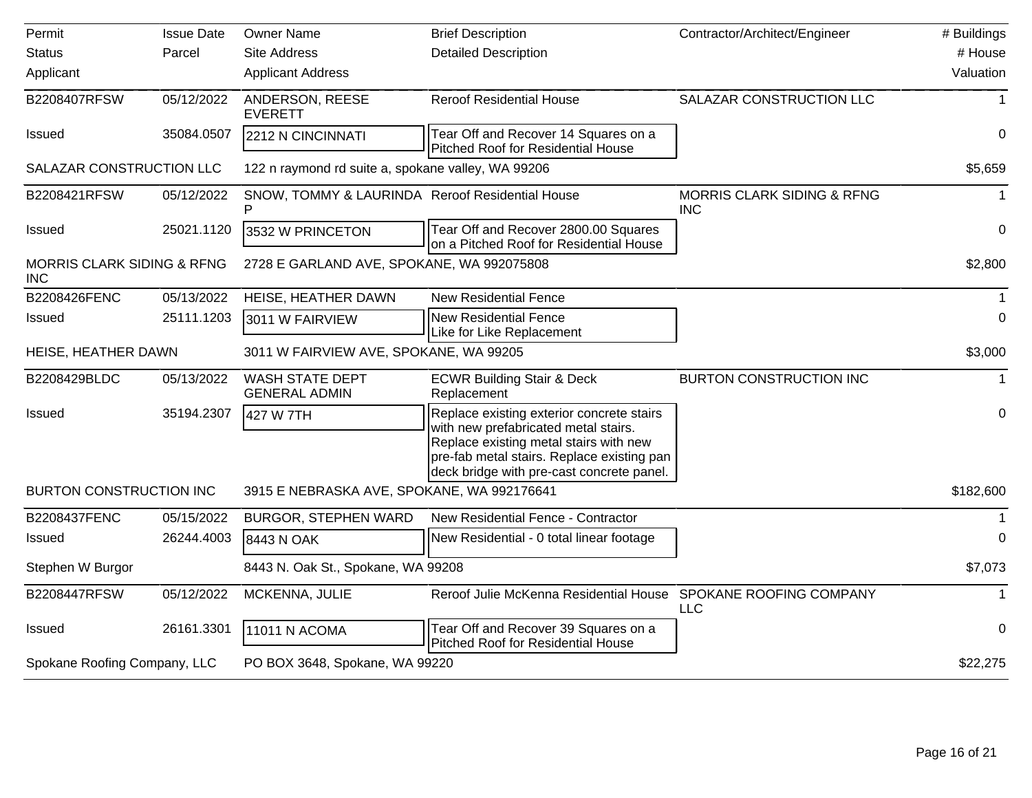| Permit<br>Status<br>Applicant | Issue Date<br>Parcel | Owner Name<br>Site Address<br>Applicant Address | Brief Description<br>Detailed Description | Contractor/Architect/Engineer | # Buildings<br># House<br>Valuation |
|---|---|---|---|---|---|
| B2208407RFSW | 05/12/2022 | ANDERSON, REESE EVERETT | Reroof Residential House | SALAZAR CONSTRUCTION LLC | 1 |
| Issued | 35084.0507 | 2212 N CINCINNATI | Tear Off and Recover 14 Squares on a Pitched Roof for Residential House | | 0 |
| SALAZAR CONSTRUCTION LLC | | 122 n raymond rd suite a, spokane valley, WA 99206 | | | $5,659 |
| B2208421RFSW | 05/12/2022 | SNOW, TOMMY & LAURINDA P | Reroof Residential House | MORRIS CLARK SIDING & RFNG INC | 1 |
| Issued | 25021.1120 | 3532 W PRINCETON | Tear Off and Recover 2800.00 Squares on a Pitched Roof for Residential House | | 0 |
| MORRIS CLARK SIDING & RFNG INC | | 2728 E GARLAND AVE, SPOKANE, WA 992075808 | | | $2,800 |
| B2208426FENC | 05/13/2022 | HEISE, HEATHER DAWN | New Residential Fence | | 1 |
| Issued | 25111.1203 | 3011 W FAIRVIEW | New Residential Fence<br>Like for Like Replacement | | 0 |
| HEISE, HEATHER DAWN | | 3011 W FAIRVIEW AVE, SPOKANE, WA 99205 | | | $3,000 |
| B2208429BLDC | 05/13/2022 | WASH STATE DEPT GENERAL ADMIN | ECWR Building Stair & Deck Replacement | BURTON CONSTRUCTION INC | 1 |
| Issued | 35194.2307 | 427 W 7TH | Replace existing exterior concrete stairs with new prefabricated metal stairs. Replace existing metal stairs with new pre-fab metal stairs. Replace existing pan deck bridge with pre-cast concrete panel. | | 0 |
| BURTON CONSTRUCTION INC | | 3915 E NEBRASKA AVE, SPOKANE, WA 992176641 | | | $182,600 |
| B2208437FENC | 05/15/2022 | BURGOR, STEPHEN WARD | New Residential Fence - Contractor | | 1 |
| Issued | 26244.4003 | 8443 N OAK | New Residential - 0 total linear footage | | 0 |
| Stephen W Burgor | | 8443 N. Oak St., Spokane, WA 99208 | | | $7,073 |
| B2208447RFSW | 05/12/2022 | MCKENNA, JULIE | Reroof Julie McKenna Residential House | SPOKANE ROOFING COMPANY LLC | 1 |
| Issued | 26161.3301 | 11011 N ACOMA | Tear Off and Recover 39 Squares on a Pitched Roof for Residential House | | 0 |
| Spokane Roofing Company, LLC | | PO BOX 3648, Spokane, WA 99220 | | | $22,275 |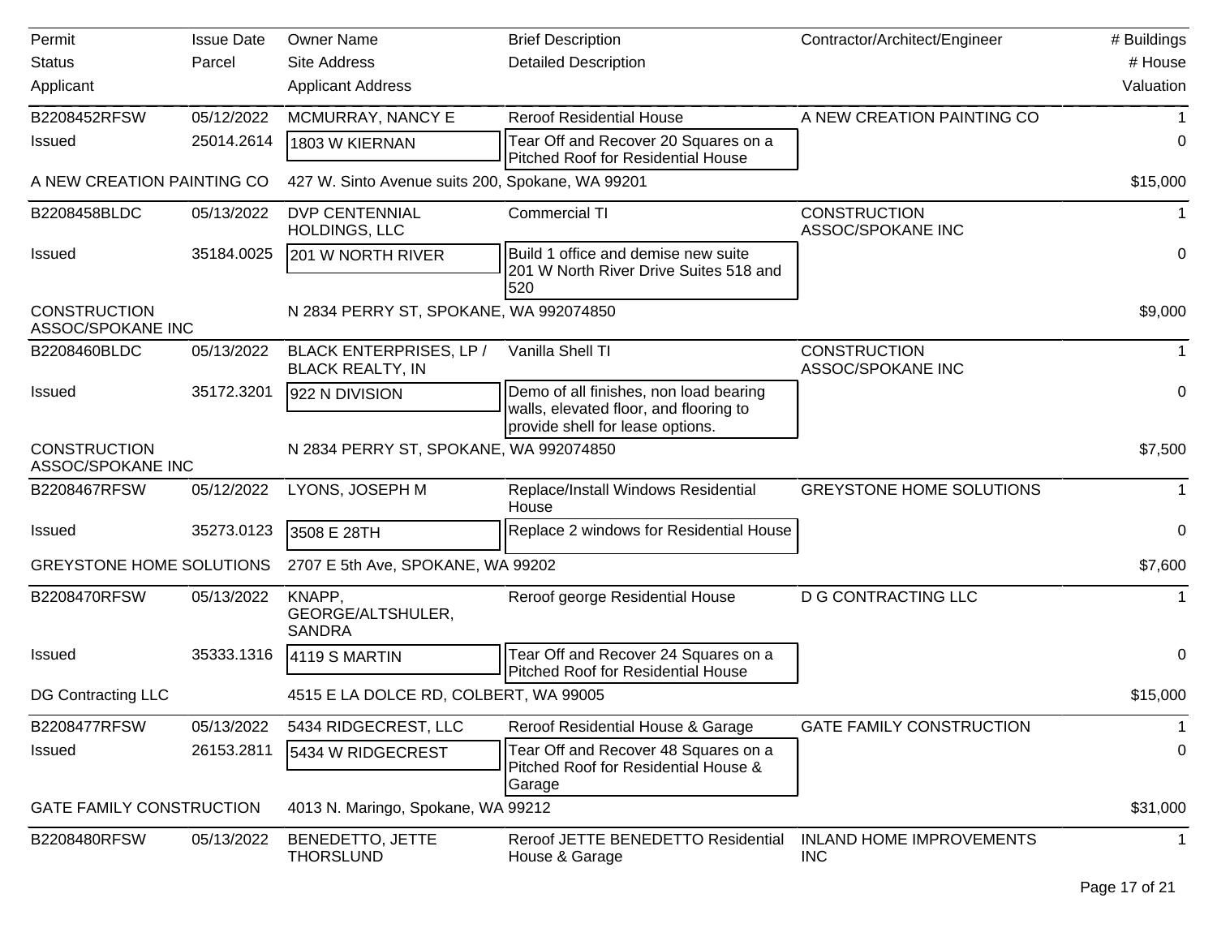| Permit<br>Status<br>Applicant | Issue Date<br>Parcel | Owner Name<br>Site Address<br>Applicant Address | Brief Description<br>Detailed Description | Contractor/Architect/Engineer | # Buildings<br># House<br>Valuation |
|---|---|---|---|---|---|
| B2208452RFSW | 05/12/2022 | MCMURRAY, NANCY E | Reroof Residential House | A NEW CREATION PAINTING CO | 1 |
| Issued | 25014.2614 | 1803 W KIERNAN | Tear Off and Recover 20 Squares on a Pitched Roof for Residential House | | 0 |
| A NEW CREATION PAINTING CO | | 427 W. Sinto Avenue suits 200, Spokane, WA 99201 | | | $15,000 |
| B2208458BLDC | 05/13/2022 | DVP CENTENNIAL HOLDINGS, LLC | Commercial TI | CONSTRUCTION ASSOC/SPOKANE INC | 1 |
| Issued | 35184.0025 | 201 W NORTH RIVER | Build 1 office and demise new suite 201 W North River Drive Suites 518 and 520 | | 0 |
| CONSTRUCTION ASSOC/SPOKANE INC | | N 2834 PERRY ST, SPOKANE, WA 992074850 | | | $9,000 |
| B2208460BLDC | 05/13/2022 | BLACK ENTERPRISES, LP / BLACK REALTY, IN | Vanilla Shell TI | CONSTRUCTION ASSOC/SPOKANE INC | 1 |
| Issued | 35172.3201 | 922 N DIVISION | Demo of all finishes, non load bearing walls, elevated floor, and flooring to provide shell for lease options. | | 0 |
| CONSTRUCTION ASSOC/SPOKANE INC | | N 2834 PERRY ST, SPOKANE, WA 992074850 | | | $7,500 |
| B2208467RFSW | 05/12/2022 | LYONS, JOSEPH M | Replace/Install Windows Residential House | GREYSTONE HOME SOLUTIONS | 1 |
| Issued | 35273.0123 | 3508 E 28TH | Replace 2 windows for Residential House | | 0 |
| GREYSTONE HOME SOLUTIONS | | 2707 E 5th Ave, SPOKANE, WA 99202 | | | $7,600 |
| B2208470RFSW | 05/13/2022 | KNAPP, GEORGE/ALTSHULER, SANDRA | Reroof george Residential House | D G CONTRACTING LLC | 1 |
| Issued | 35333.1316 | 4119 S MARTIN | Tear Off and Recover 24 Squares on a Pitched Roof for Residential House | | 0 |
| DG Contracting LLC | | 4515 E LA DOLCE RD, COLBERT, WA 99005 | | | $15,000 |
| B2208477RFSW | 05/13/2022 | 5434 RIDGECREST, LLC | Reroof Residential House & Garage | GATE FAMILY CONSTRUCTION | 1 |
| Issued | 26153.2811 | 5434 W RIDGECREST | Tear Off and Recover 48 Squares on a Pitched Roof for Residential House & Garage | | 0 |
| GATE FAMILY CONSTRUCTION | | 4013 N. Maringo, Spokane, WA 99212 | | | $31,000 |
| B2208480RFSW | 05/13/2022 | BENEDETTO, JETTE THORSLUND | Reroof JETTE BENEDETTO Residential House & Garage | INLAND HOME IMPROVEMENTS INC | 1 |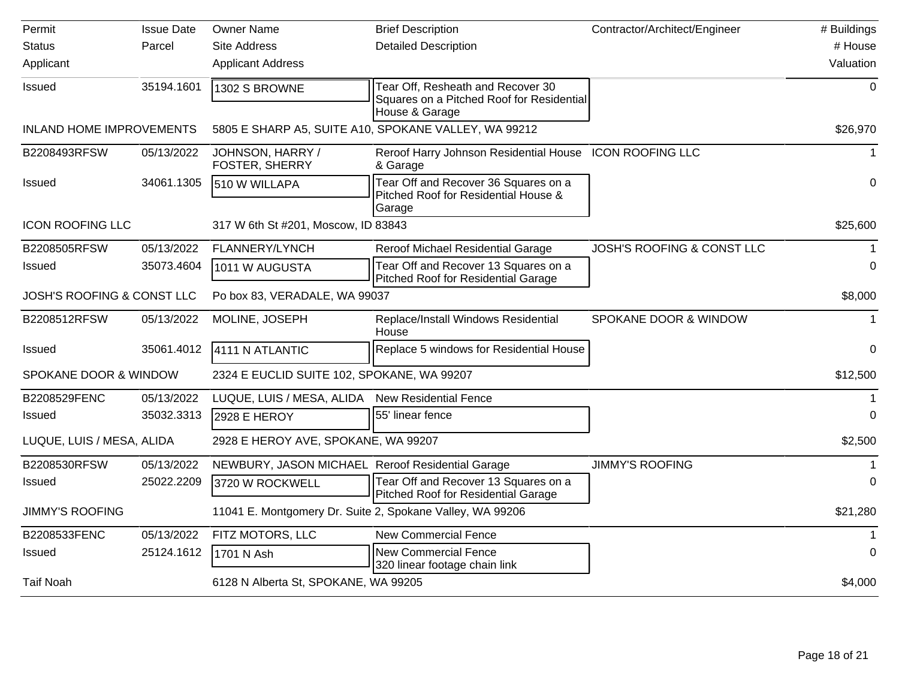| Permit | Issue Date | Owner Name | Brief Description | Contractor/Architect/Engineer | # Buildings |
|---|---|---|---|---|---|
| Status | Parcel | Site Address | Detailed Description | | # House |
| Applicant | | Applicant Address | | | Valuation |
| Issued | 35194.1601 | 1302 S BROWNE | Tear Off, Resheath and Recover 30 Squares on a Pitched Roof for Residential House & Garage | | 0 |
| INLAND HOME IMPROVEMENTS | | 5805 E SHARP A5, SUITE A10, SPOKANE VALLEY, WA 99212 | | | $26,970 |
| B2208493RFSW | 05/13/2022 | JOHNSON, HARRY / FOSTER, SHERRY | Reroof Harry Johnson Residential House & Garage | ICON ROOFING LLC | 1 |
| Issued | 34061.1305 | 510 W WILLAPA | Tear Off and Recover 36 Squares on a Pitched Roof for Residential House & Garage | | 0 |
| ICON ROOFING LLC | | 317 W 6th St #201, Moscow, ID 83843 | | | $25,600 |
| B2208505RFSW | 05/13/2022 | FLANNERY/LYNCH | Reroof Michael Residential Garage | JOSH'S ROOFING & CONST LLC | 1 |
| Issued | 35073.4604 | 1011 W AUGUSTA | Tear Off and Recover 13 Squares on a Pitched Roof for Residential Garage | | 0 |
| JOSH'S ROOFING & CONST LLC | | Po box 83, VERADALE, WA 99037 | | | $8,000 |
| B2208512RFSW | 05/13/2022 | MOLINE, JOSEPH | Replace/Install Windows Residential House | SPOKANE DOOR & WINDOW | 1 |
| Issued | 35061.4012 | 4111 N ATLANTIC | Replace 5 windows for Residential House | | 0 |
| SPOKANE DOOR & WINDOW | | 2324 E EUCLID SUITE 102, SPOKANE, WA 99207 | | | $12,500 |
| B2208529FENC | 05/13/2022 | LUQUE, LUIS / MESA, ALIDA | New Residential Fence | | 1 |
| Issued | 35032.3313 | 2928 E HEROY | 55' linear fence | | 0 |
| LUQUE, LUIS / MESA, ALIDA | | 2928 E HEROY AVE, SPOKANE, WA 99207 | | | $2,500 |
| B2208530RFSW | 05/13/2022 | NEWBURY, JASON MICHAEL | Reroof Residential Garage | JIMMY'S ROOFING | 1 |
| Issued | 25022.2209 | 3720 W ROCKWELL | Tear Off and Recover 13 Squares on a Pitched Roof for Residential Garage | | 0 |
| JIMMY'S ROOFING | | 11041 E. Montgomery Dr. Suite 2, Spokane Valley, WA 99206 | | | $21,280 |
| B2208533FENC | 05/13/2022 | FITZ MOTORS, LLC | New Commercial Fence | | 1 |
| Issued | 25124.1612 | 1701 N Ash | New Commercial Fence 320 linear footage chain link | | 0 |
| Taif Noah | | 6128 N Alberta St, SPOKANE, WA 99205 | | | $4,000 |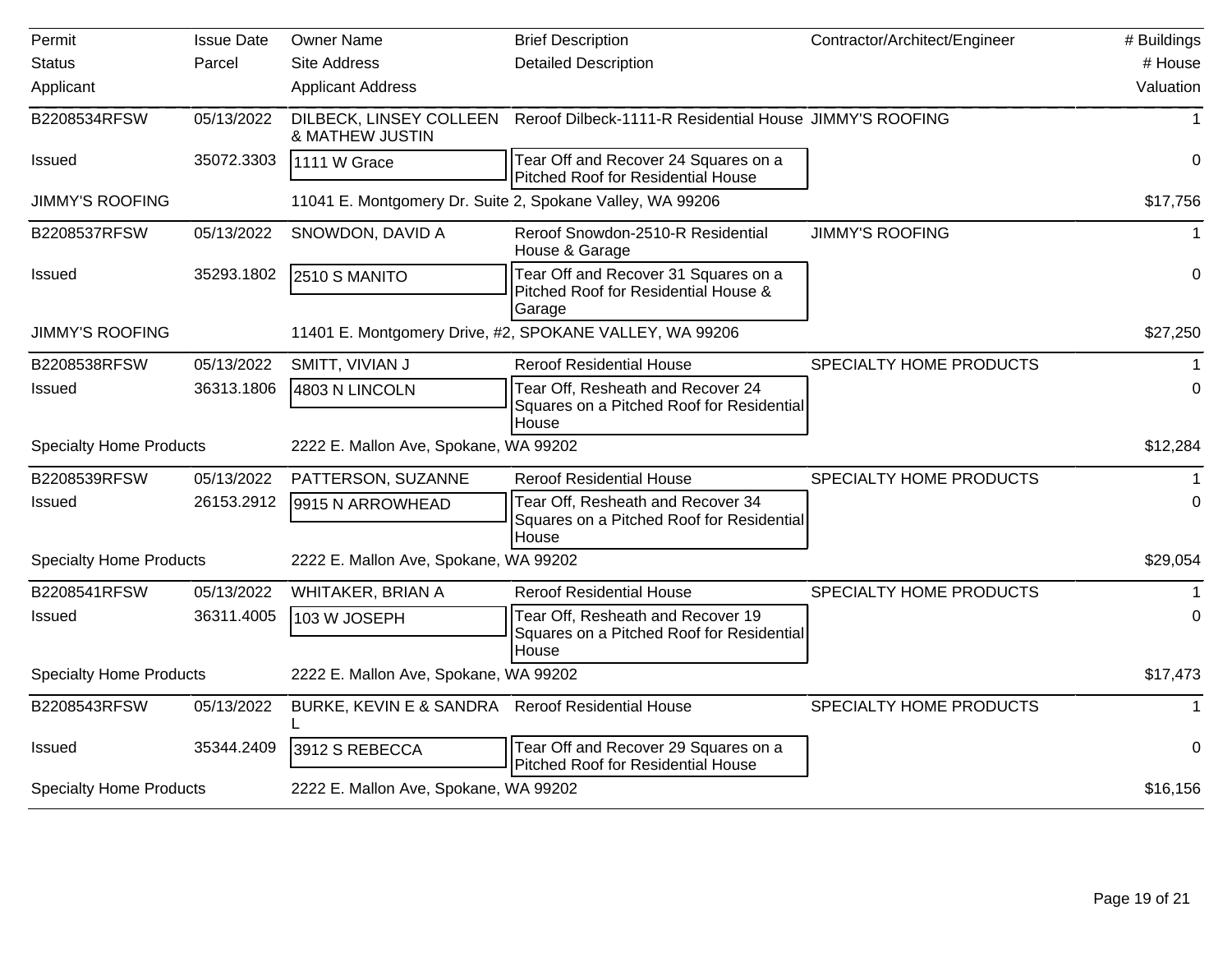| Permit<br>Status<br>Applicant | Issue Date<br>Parcel | Owner Name<br>Site Address<br>Applicant Address | Brief Description<br>Detailed Description | Contractor/Architect/Engineer | # Buildings<br># House<br>Valuation |
|---|---|---|---|---|---|
| B2208534RFSW | 05/13/2022 | DILBECK, LINSEY COLLEEN & MATHEW JUSTIN | Reroof Dilbeck-1111-R Residential House | JIMMY'S ROOFING | 1 |
| Issued | 35072.3303 | 1111 W Grace | Tear Off and Recover 24 Squares on a Pitched Roof for Residential House | | 0 |
| JIMMY'S ROOFING | | 11041 E. Montgomery Dr. Suite 2, Spokane Valley, WA 99206 | | | $17,756 |
| B2208537RFSW | 05/13/2022 | SNOWDON, DAVID A | Reroof Snowdon-2510-R Residential House & Garage | JIMMY'S ROOFING | 1 |
| Issued | 35293.1802 | 2510 S MANITO | Tear Off and Recover 31 Squares on a Pitched Roof for Residential House & Garage | | 0 |
| JIMMY'S ROOFING | | 11401 E. Montgomery Drive, #2, SPOKANE VALLEY, WA 99206 | | | $27,250 |
| B2208538RFSW | 05/13/2022 | SMITT, VIVIAN J | Reroof Residential House | SPECIALTY HOME PRODUCTS | 1 |
| Issued | 36313.1806 | 4803 N LINCOLN | Tear Off, Resheath and Recover 24 Squares on a Pitched Roof for Residential House | | 0 |
| Specialty Home Products | | 2222 E. Mallon Ave, Spokane, WA 99202 | | | $12,284 |
| B2208539RFSW | 05/13/2022 | PATTERSON, SUZANNE | Reroof Residential House | SPECIALTY HOME PRODUCTS | 1 |
| Issued | 26153.2912 | 9915 N ARROWHEAD | Tear Off, Resheath and Recover 34 Squares on a Pitched Roof for Residential House | | 0 |
| Specialty Home Products | | 2222 E. Mallon Ave, Spokane, WA 99202 | | | $29,054 |
| B2208541RFSW | 05/13/2022 | WHITAKER, BRIAN A | Reroof Residential House | SPECIALTY HOME PRODUCTS | 1 |
| Issued | 36311.4005 | 103 W JOSEPH | Tear Off, Resheath and Recover 19 Squares on a Pitched Roof for Residential House | | 0 |
| Specialty Home Products | | 2222 E. Mallon Ave, Spokane, WA 99202 | | | $17,473 |
| B2208543RFSW | 05/13/2022 | BURKE, KEVIN E & SANDRA L | Reroof Residential House | SPECIALTY HOME PRODUCTS | 1 |
| Issued | 35344.2409 | 3912 S REBECCA | Tear Off and Recover 29 Squares on a Pitched Roof for Residential House | | 0 |
| Specialty Home Products | | 2222 E. Mallon Ave, Spokane, WA 99202 | | | $16,156 |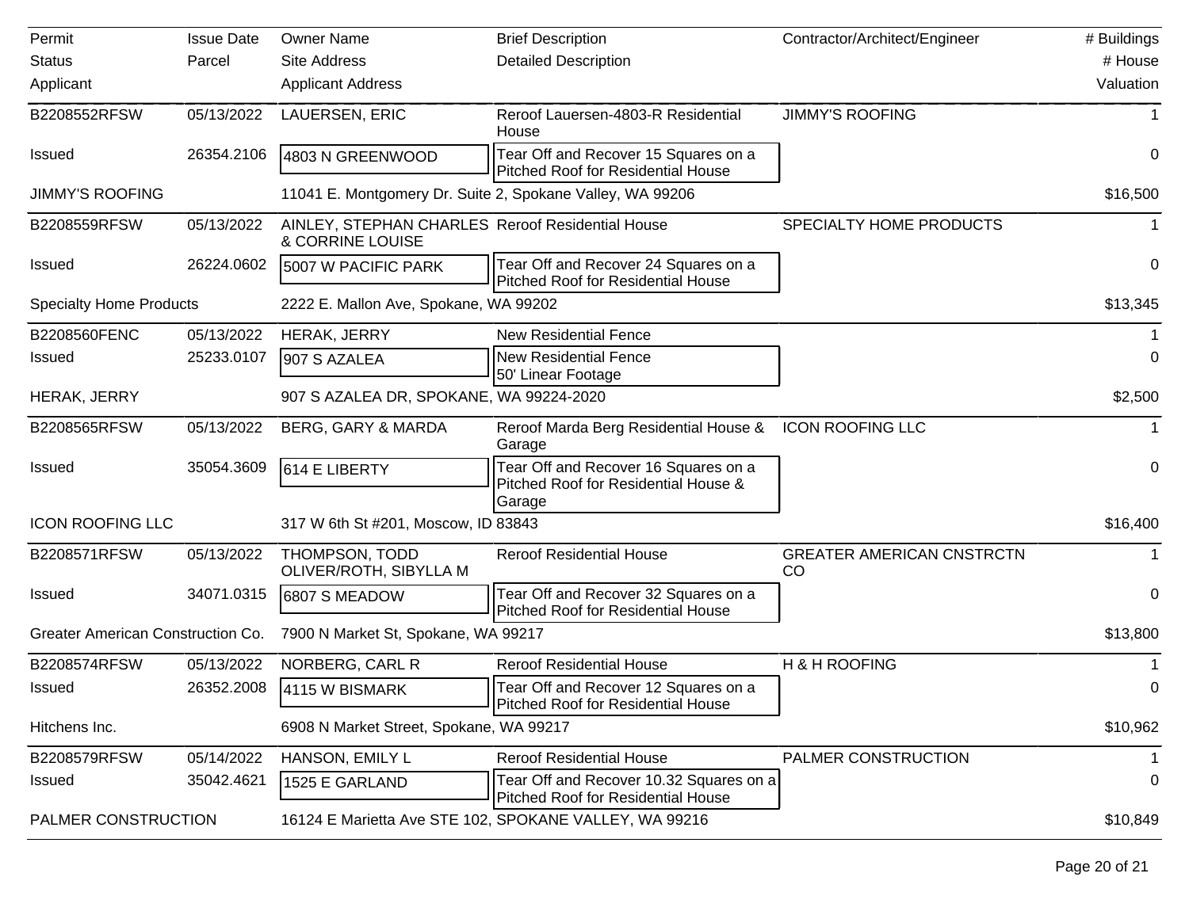| Permit<br>Status<br>Applicant | Issue Date<br>Parcel | Owner Name<br>Site Address<br>Applicant Address | Brief Description<br>Detailed Description | Contractor/Architect/Engineer | # Buildings<br># House<br>Valuation |
|---|---|---|---|---|---|
| B2208552RFSW | 05/13/2022 | LAUERSEN, ERIC | Reroof Lauersen-4803-R Residential House | JIMMY'S ROOFING | 1 |
| Issued | 26354.2106 | 4803 N GREENWOOD | Tear Off and Recover 15 Squares on a Pitched Roof for Residential House | | 0 |
| JIMMY'S ROOFING | | 11041 E. Montgomery Dr. Suite 2, Spokane Valley, WA 99206 | | | $16,500 |
| B2208559RFSW | 05/13/2022 | AINLEY, STEPHAN CHARLES & CORRINE LOUISE | Reroof Residential House | SPECIALTY HOME PRODUCTS | 1 |
| Issued | 26224.0602 | 5007 W PACIFIC PARK | Tear Off and Recover 24 Squares on a Pitched Roof for Residential House | | 0 |
| Specialty Home Products | | 2222 E. Mallon Ave, Spokane, WA 99202 | | | $13,345 |
| B2208560FENC | 05/13/2022 | HERAK, JERRY | New Residential Fence | | 1 |
| Issued | 25233.0107 | 907 S AZALEA | New Residential Fence<br>50' Linear Footage | | 0 |
| HERAK, JERRY | | 907 S AZALEA DR, SPOKANE, WA 99224-2020 | | | $2,500 |
| B2208565RFSW | 05/13/2022 | BERG, GARY & MARDA | Reroof Marda Berg Residential House & Garage | ICON ROOFING LLC | 1 |
| Issued | 35054.3609 | 614 E LIBERTY | Tear Off and Recover 16 Squares on a Pitched Roof for Residential House & Garage | | 0 |
| ICON ROOFING LLC | | 317 W 6th St #201, Moscow, ID 83843 | | | $16,400 |
| B2208571RFSW | 05/13/2022 | THOMPSON, TODD OLIVER/ROTH, SIBYLLA M | Reroof Residential House | GREATER AMERICAN CNSTRCTN CO | 1 |
| Issued | 34071.0315 | 6807 S MEADOW | Tear Off and Recover 32 Squares on a Pitched Roof for Residential House | | 0 |
| Greater American Construction Co. | | 7900 N Market St, Spokane, WA 99217 | | | $13,800 |
| B2208574RFSW | 05/13/2022 | NORBERG, CARL R | Reroof Residential House | H & H ROOFING | 1 |
| Issued | 26352.2008 | 4115 W BISMARK | Tear Off and Recover 12 Squares on a Pitched Roof for Residential House | | 0 |
| Hitchens Inc. | | 6908 N Market Street, Spokane, WA 99217 | | | $10,962 |
| B2208579RFSW | 05/14/2022 | HANSON, EMILY L | Reroof Residential House | PALMER CONSTRUCTION | 1 |
| Issued | 35042.4621 | 1525 E GARLAND | Tear Off and Recover 10.32 Squares on a Pitched Roof for Residential House | | 0 |
| PALMER CONSTRUCTION | | 16124 E Marietta Ave STE 102, SPOKANE VALLEY, WA 99216 | | | $10,849 |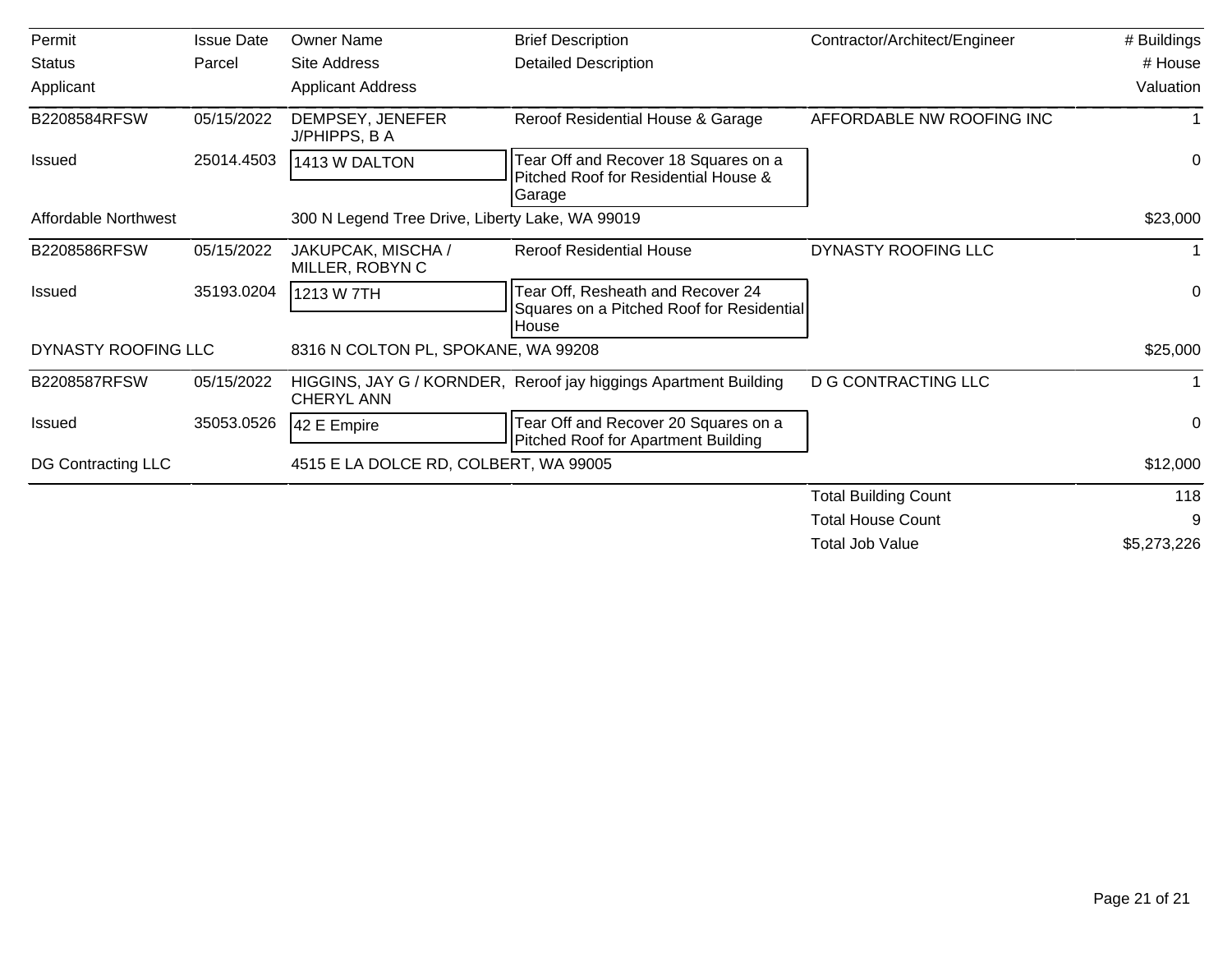| Permit<br>Status<br>Applicant | Issue Date<br>Parcel | Owner Name<br>Site Address<br>Applicant Address | Brief Description<br>Detailed Description | Contractor/Architect/Engineer | # Buildings<br># House<br>Valuation |
|---|---|---|---|---|---|
| B2208584RFSW | 05/15/2022 | DEMPSEY, JENEFER J/PHIPPS, B A | Reroof Residential House & Garage | AFFORDABLE NW ROOFING INC | 1 |
| Issued | 25014.4503 | 1413 W DALTON | Tear Off and Recover 18 Squares on a Pitched Roof for Residential House & Garage | | 0 |
| Affordable Northwest | | 300 N Legend Tree Drive, Liberty Lake, WA 99019 | | | $23,000 |
| B2208586RFSW | 05/15/2022 | JAKUPCAK, MISCHA / MILLER, ROBYN C | Reroof Residential House | DYNASTY ROOFING LLC | 1 |
| Issued | 35193.0204 | 1213 W 7TH | Tear Off, Resheath and Recover 24 Squares on a Pitched Roof for Residential House | | 0 |
| DYNASTY ROOFING LLC | | 8316 N COLTON PL, SPOKANE, WA 99208 | | | $25,000 |
| B2208587RFSW | 05/15/2022 | HIGGINS, JAY G / KORNDER, CHERYL ANN | Reroof jay higgings Apartment Building | D G CONTRACTING LLC | 1 |
| Issued | 35053.0526 | 42 E Empire | Tear Off and Recover 20 Squares on a Pitched Roof for Apartment Building | | 0 |
| DG Contracting LLC | | 4515 E LA DOLCE RD, COLBERT, WA 99005 | | | $12,000 |
| | | | | Total Building Count | 118 |
| | | | | Total House Count | 9 |
| | | | | Total Job Value | $5,273,226 |